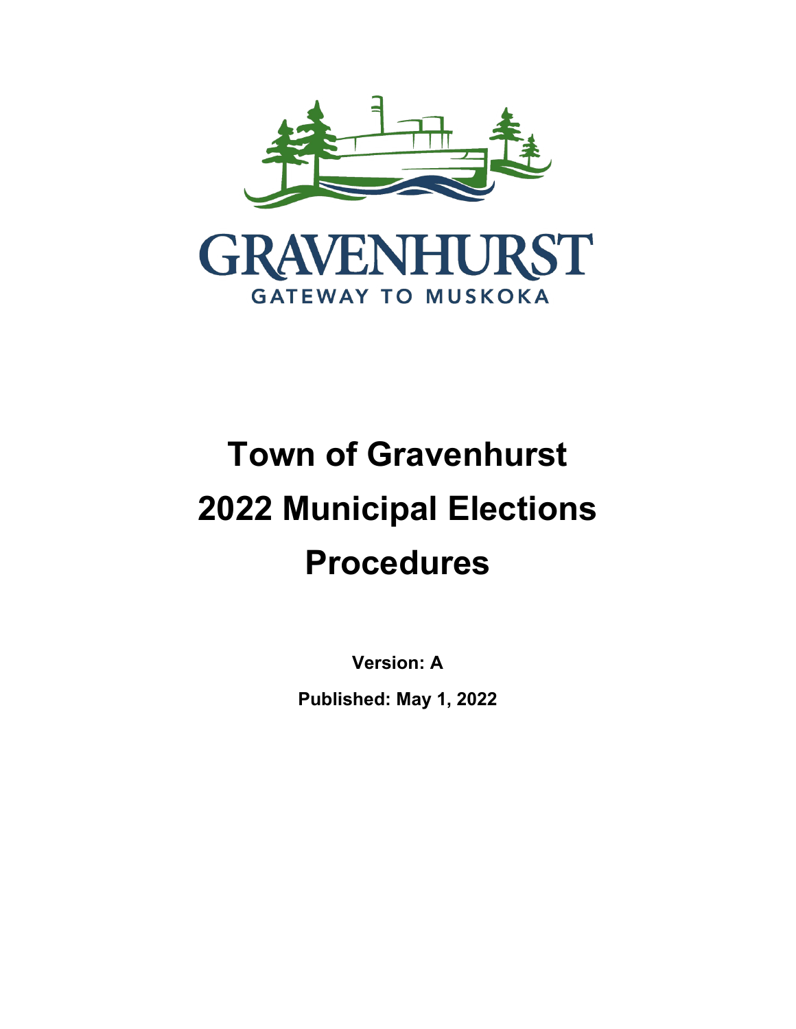GRAVENHURST

GATEWAY TO MUSKOKA

# Town of Gravenhurst 2022 Municipal Elections Procedures

**Version: A**

**Published: May 1, 2022**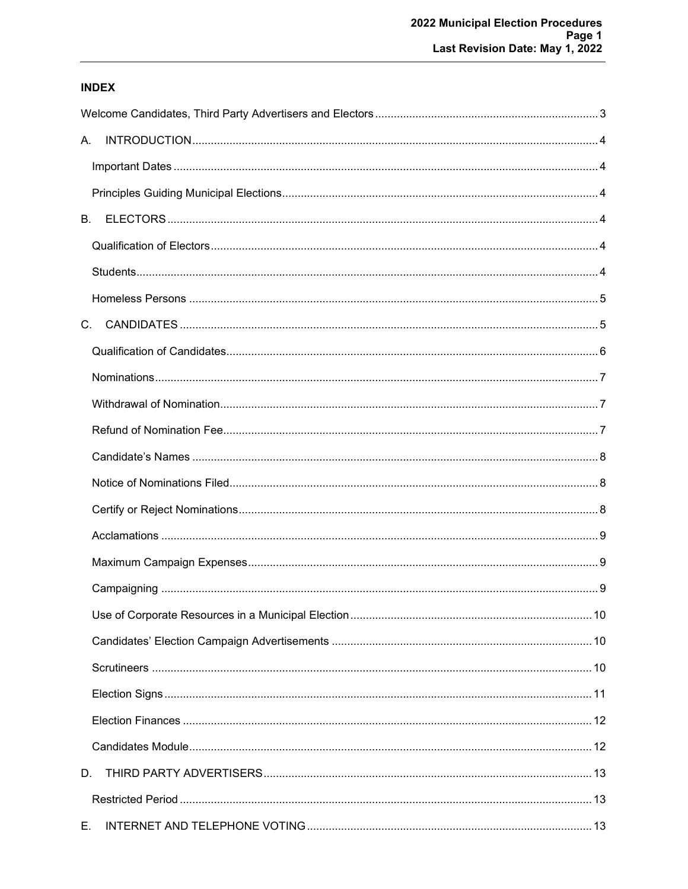## INDEX

Welcome Candidates, Third Party Advertisers and Electors ........ 3

A. INTRODUCTION ........ 4

Important Dates ........ 4

Principles Guiding Municipal Elections ........ 4

B. ELECTORS ........ 4

Qualification of Electors ........ 4

Students ........ 4

Homeless Persons ........ 5

C. CANDIDATES ........ 5

Qualification of Candidates ........ 6

Nominations ........ 7

Withdrawal of Nomination ........ 7

Refund of Nomination Fee ........ 7

Candidate's Names ........ 8

Notice of Nominations Filed ........ 8

Certify or Reject Nominations ........ 8

Acclamations ........ 9

Maximum Campaign Expenses ........ 9

Campaigning ........ 9

Use of Corporate Resources in a Municipal Election ........ 10

Candidates' Election Campaign Advertisements ........ 10

Scrutineers ........ 10

Election Signs ........ 11

Election Finances ........ 12

Candidates Module ........ 12

D. THIRD PARTY ADVERTISERS ........ 13

Restricted Period ........ 13

E. INTERNET AND TELEPHONE VOTING ........ 13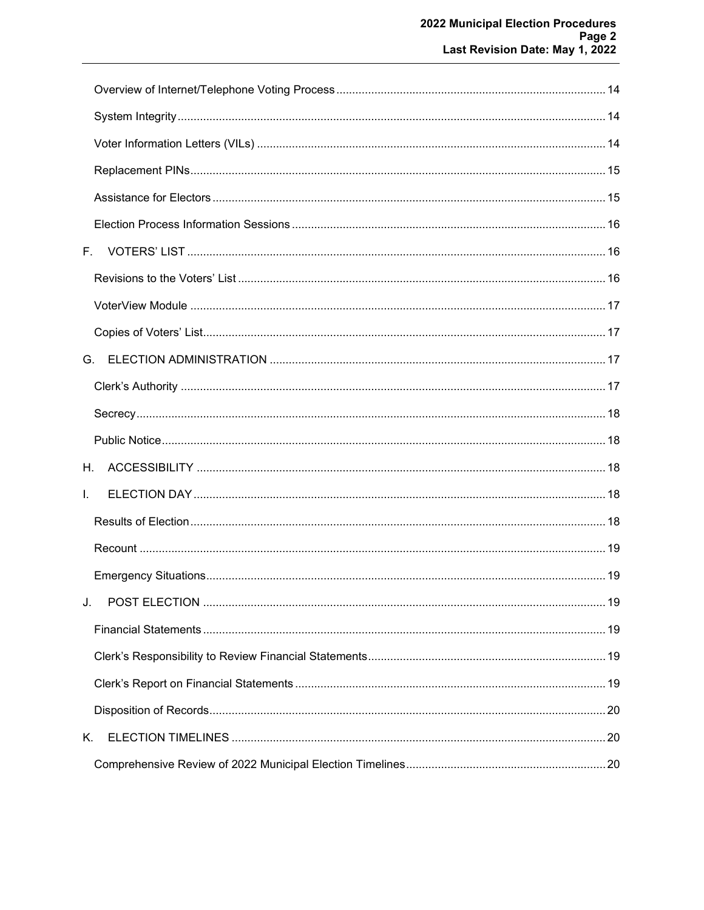Overview of Internet/Telephone Voting Process ..... 14

System Integrity ..... 14

Voter Information Letters (VILs) ..... 14

Replacement PINs ..... 15

Assistance for Electors ..... 15

Election Process Information Sessions ..... 16

F. VOTERS' LIST ..... 16

Revisions to the Voters' List ..... 16

VoterView Module ..... 17

Copies of Voters' List ..... 17

G. ELECTION ADMINISTRATION ..... 17

Clerk's Authority ..... 17

Secrecy ..... 18

Public Notice ..... 18

H. ACCESSIBILITY ..... 18

I. ELECTION DAY ..... 18

Results of Election ..... 18

Recount ..... 19

Emergency Situations ..... 19

J. POST ELECTION ..... 19

Financial Statements ..... 19

Clerk's Responsibility to Review Financial Statements ..... 19

Clerk's Report on Financial Statements ..... 19

Disposition of Records ..... 20

K. ELECTION TIMELINES ..... 20

Comprehensive Review of 2022 Municipal Election Timelines ..... 20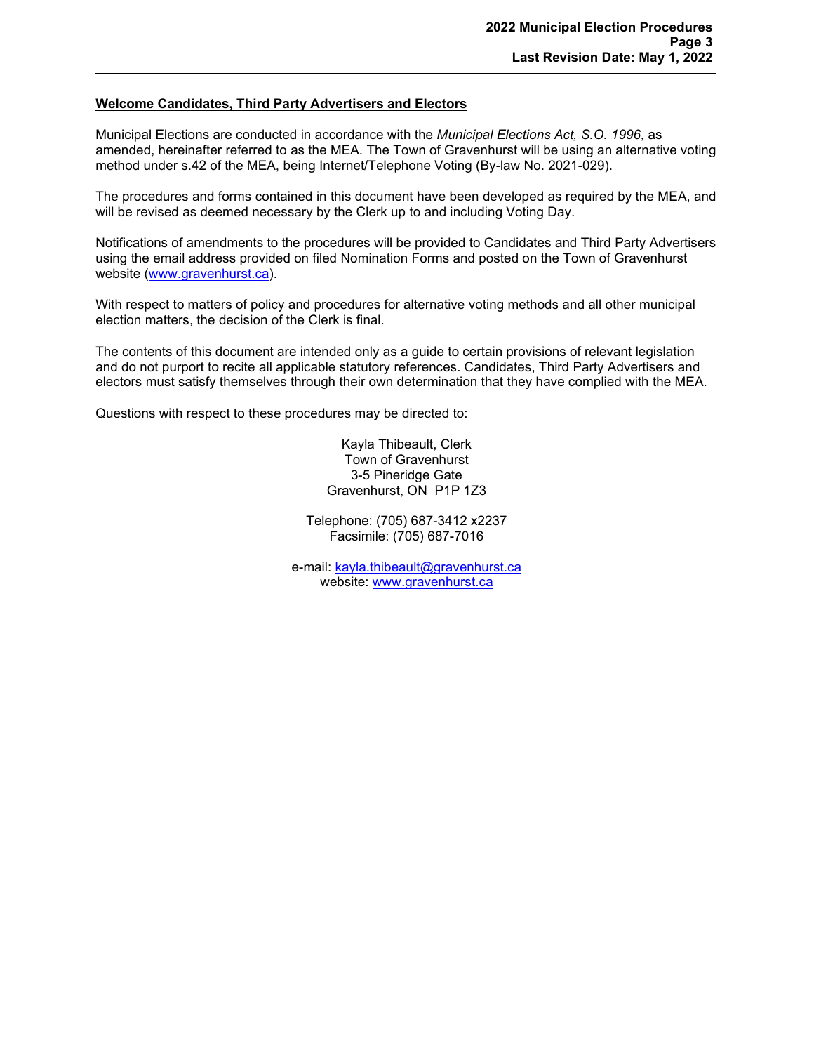## Welcome Candidates, Third Party Advertisers and Electors

Municipal Elections are conducted in accordance with the *Municipal Elections Act, S.O. 1996*, as amended, hereinafter referred to as the MEA. The Town of Gravenhurst will be using an alternative voting method under s.42 of the MEA, being Internet/Telephone Voting (By-law No. 2021-029).

The procedures and forms contained in this document have been developed as required by the MEA, and will be revised as deemed necessary by the Clerk up to and including Voting Day.

Notifications of amendments to the procedures will be provided to Candidates and Third Party Advertisers using the email address provided on filed Nomination Forms and posted on the Town of Gravenhurst website (www.gravenhurst.ca).

With respect to matters of policy and procedures for alternative voting methods and all other municipal election matters, the decision of the Clerk is final.

The contents of this document are intended only as a guide to certain provisions of relevant legislation and do not purport to recite all applicable statutory references. Candidates, Third Party Advertisers and electors must satisfy themselves through their own determination that they have complied with the MEA.

Questions with respect to these procedures may be directed to:

Kayla Thibeault, Clerk
Town of Gravenhurst
3-5 Pineridge Gate
Gravenhurst, ON P1P 1Z3

Telephone: (705) 687-3412 x2237
Facsimile: (705) 687-7016

e-mail: kayla.thibeault@gravenhurst.ca
website: www.gravenhurst.ca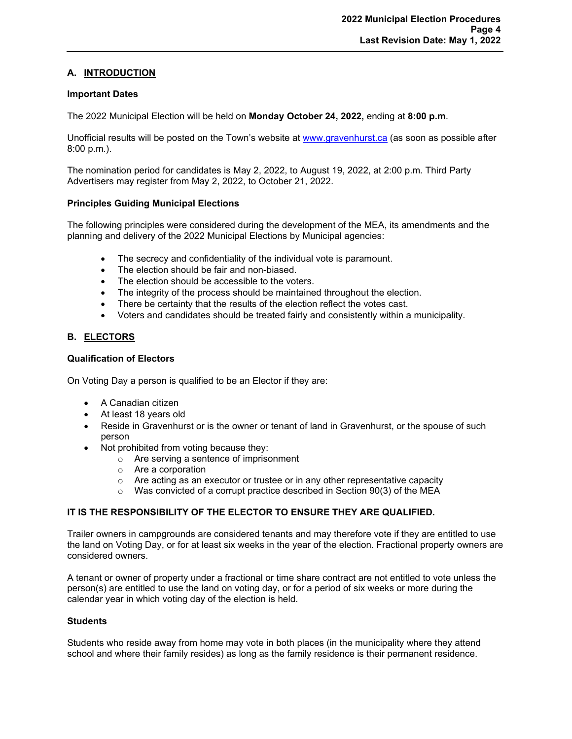## A. INTRODUCTION

### Important Dates

The 2022 Municipal Election will be held on **Monday October 24, 2022,** ending at **8:00 p.m**.

Unofficial results will be posted on the Town's website at www.gravenhurst.ca (as soon as possible after 8:00 p.m.).

The nomination period for candidates is May 2, 2022, to August 19, 2022, at 2:00 p.m. Third Party Advertisers may register from May 2, 2022, to October 21, 2022.

### Principles Guiding Municipal Elections

The following principles were considered during the development of the MEA, its amendments and the planning and delivery of the 2022 Municipal Elections by Municipal agencies:

- The secrecy and confidentiality of the individual vote is paramount.
- The election should be fair and non-biased.
- The election should be accessible to the voters.
- The integrity of the process should be maintained throughout the election.
- There be certainty that the results of the election reflect the votes cast.
- Voters and candidates should be treated fairly and consistently within a municipality.

## B. ELECTORS

### Qualification of Electors

On Voting Day a person is qualified to be an Elector if they are:

- A Canadian citizen
- At least 18 years old
- Reside in Gravenhurst or is the owner or tenant of land in Gravenhurst, or the spouse of such person
- Not prohibited from voting because they:
  - Are serving a sentence of imprisonment
  - Are a corporation
  - Are acting as an executor or trustee or in any other representative capacity
  - Was convicted of a corrupt practice described in Section 90(3) of the MEA

**IT IS THE RESPONSIBILITY OF THE ELECTOR TO ENSURE THEY ARE QUALIFIED.**

Trailer owners in campgrounds are considered tenants and may therefore vote if they are entitled to use the land on Voting Day, or for at least six weeks in the year of the election. Fractional property owners are considered owners.

A tenant or owner of property under a fractional or time share contract are not entitled to vote unless the person(s) are entitled to use the land on voting day, or for a period of six weeks or more during the calendar year in which voting day of the election is held.

### Students

Students who reside away from home may vote in both places (in the municipality where they attend school and where their family resides) as long as the family residence is their permanent residence.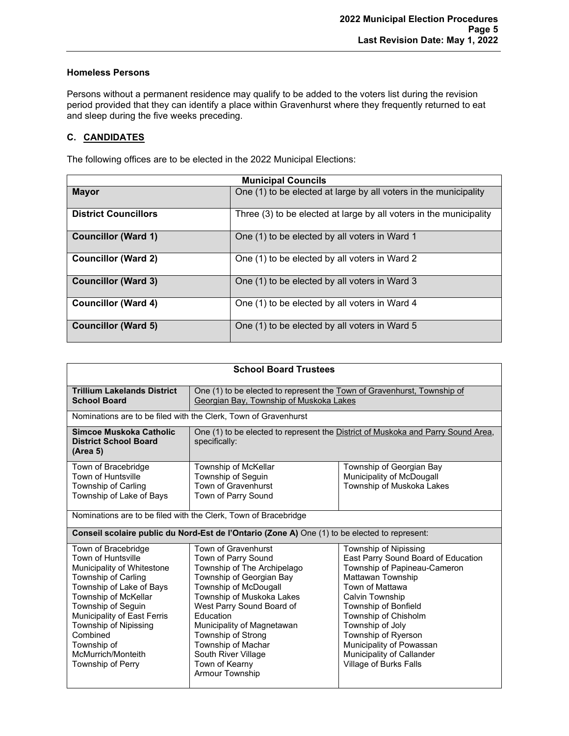### Homeless Persons

Persons without a permanent residence may qualify to be added to the voters list during the revision period provided that they can identify a place within Gravenhurst where they frequently returned to eat and sleep during the five weeks preceding.

## C. CANDIDATES

The following offices are to be elected in the 2022 Municipal Elections:

| Municipal Councils | |
|---|---|
| **Mayor** | One (1) to be elected at large by all voters in the municipality |
| **District Councillors** | Three (3) to be elected at large by all voters in the municipality |
| **Councillor (Ward 1)** | One (1) to be elected by all voters in Ward 1 |
| **Councillor (Ward 2)** | One (1) to be elected by all voters in Ward 2 |
| **Councillor (Ward 3)** | One (1) to be elected by all voters in Ward 3 |
| **Councillor (Ward 4)** | One (1) to be elected by all voters in Ward 4 |
| **Councillor (Ward 5)** | One (1) to be elected by all voters in Ward 5 |

| School Board Trustees | | |
|---|---|---|
| **Trillium Lakelands District School Board** | One (1) to be elected to represent the Town of Gravenhurst, Township of Georgian Bay, Township of Muskoka Lakes | |
| Nominations are to be filed with the Clerk, Town of Gravenhurst | | |
| **Simcoe Muskoka Catholic District School Board (Area 5)** | One (1) to be elected to represent the District of Muskoka and Parry Sound Area, specifically: | |
| Town of Bracebridge<br>Town of Huntsville<br>Township of Carling<br>Township of Lake of Bays | Township of McKellar<br>Township of Seguin<br>Town of Gravenhurst<br>Town of Parry Sound | Township of Georgian Bay<br>Municipality of McDougall<br>Township of Muskoka Lakes |
| Nominations are to be filed with the Clerk, Town of Bracebridge | | |
| **Conseil scolaire public du Nord-Est de l'Ontario (Zone A)** One (1) to be elected to represent: | | |
| Town of Bracebridge<br>Town of Huntsville<br>Municipality of Whitestone<br>Township of Carling<br>Township of Lake of Bays<br>Township of McKellar<br>Township of Seguin<br>Municipality of East Ferris<br>Township of Nipissing Combined<br>Township of McMurrich/Monteith<br>Township of Perry | Town of Gravenhurst<br>Town of Parry Sound<br>Township of The Archipelago<br>Township of Georgian Bay<br>Township of McDougall<br>Township of Muskoka Lakes<br>West Parry Sound Board of Education<br>Municipality of Magnetawan<br>Township of Strong<br>Township of Machar<br>South River Village<br>Town of Kearny<br>Armour Township | Township of Nipissing<br>East Parry Sound Board of Education<br>Township of Papineau-Cameron<br>Mattawan Township<br>Town of Mattawa<br>Calvin Township<br>Township of Bonfield<br>Township of Chisholm<br>Township of Joly<br>Township of Ryerson<br>Municipality of Powassan<br>Municipality of Callander<br>Village of Burks Falls |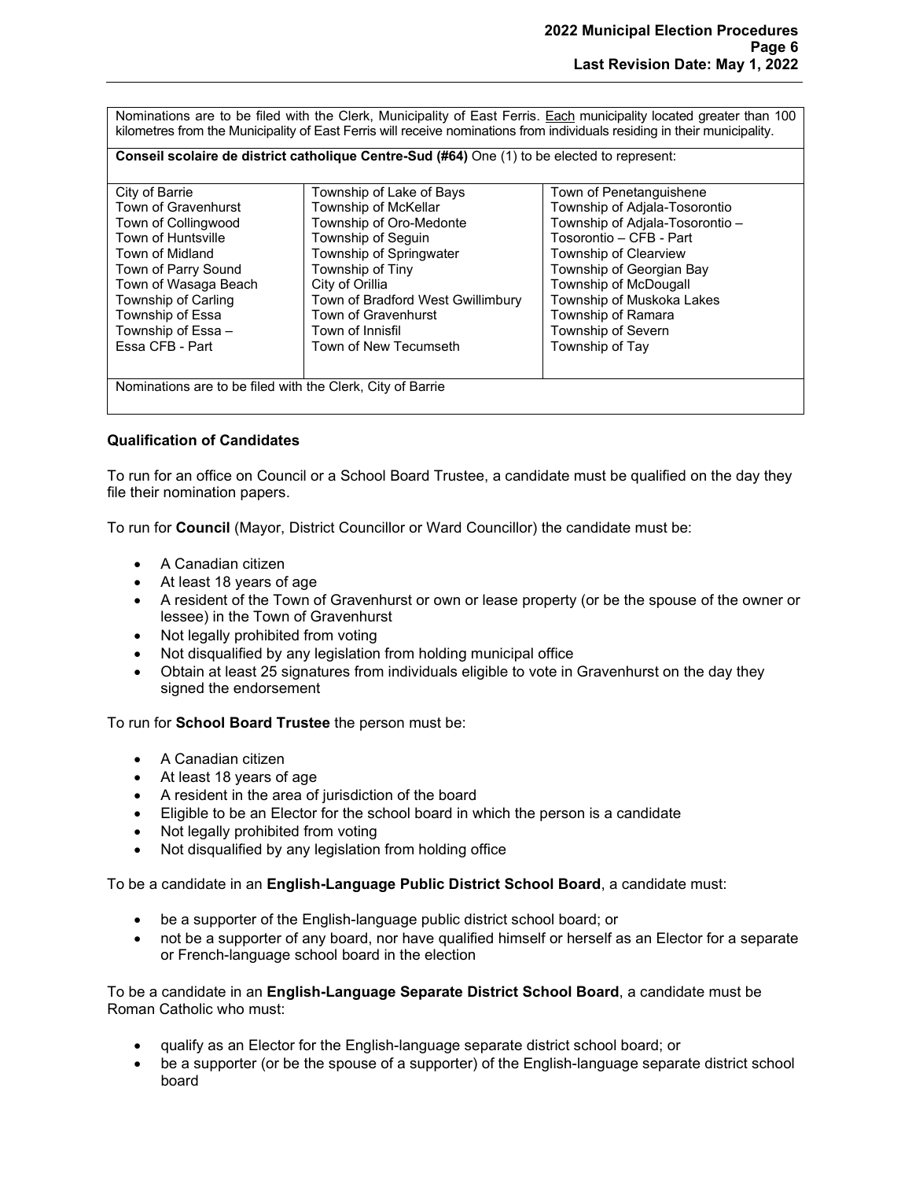Nominations are to be filed with the Clerk, Municipality of East Ferris. Each municipality located greater than 100 kilometres from the Municipality of East Ferris will receive nominations from individuals residing in their municipality.

**Conseil scolaire de district catholique Centre-Sud (#64)** One (1) to be elected to represent:

| | | |
|---|---|---|
| City of Barrie | Township of Lake of Bays | Town of Penetanguishene |
| Town of Gravenhurst | Township of McKellar | Township of Adjala-Tosorontio |
| Town of Collingwood | Township of Oro-Medonte | Township of Adjala-Tosorontio – Tosorontio – CFB - Part |
| Town of Huntsville | Township of Seguin | Township of Clearview |
| Town of Midland | Township of Springwater | Township of Georgian Bay |
| Town of Parry Sound | Township of Tiny | Township of McDougall |
| Town of Wasaga Beach | City of Orillia | Township of Muskoka Lakes |
| Township of Carling | Town of Bradford West Gwillimbury | Township of Ramara |
| Township of Essa | Town of Gravenhurst | Township of Severn |
| Township of Essa – Essa CFB - Part | Town of Innisfil | Township of Tay |
| | Town of New Tecumseth | |

Nominations are to be filed with the Clerk, City of Barrie

**Qualification of Candidates**

To run for an office on Council or a School Board Trustee, a candidate must be qualified on the day they file their nomination papers.

To run for **Council** (Mayor, District Councillor or Ward Councillor) the candidate must be:

- A Canadian citizen
- At least 18 years of age
- A resident of the Town of Gravenhurst or own or lease property (or be the spouse of the owner or lessee) in the Town of Gravenhurst
- Not legally prohibited from voting
- Not disqualified by any legislation from holding municipal office
- Obtain at least 25 signatures from individuals eligible to vote in Gravenhurst on the day they signed the endorsement

To run for **School Board Trustee** the person must be:

- A Canadian citizen
- At least 18 years of age
- A resident in the area of jurisdiction of the board
- Eligible to be an Elector for the school board in which the person is a candidate
- Not legally prohibited from voting
- Not disqualified by any legislation from holding office

To be a candidate in an **English-Language Public District School Board**, a candidate must:

- be a supporter of the English-language public district school board; or
- not be a supporter of any board, nor have qualified himself or herself as an Elector for a separate or French-language school board in the election

To be a candidate in an **English-Language Separate District School Board**, a candidate must be Roman Catholic who must:

- qualify as an Elector for the English-language separate district school board; or
- be a supporter (or be the spouse of a supporter) of the English-language separate district school board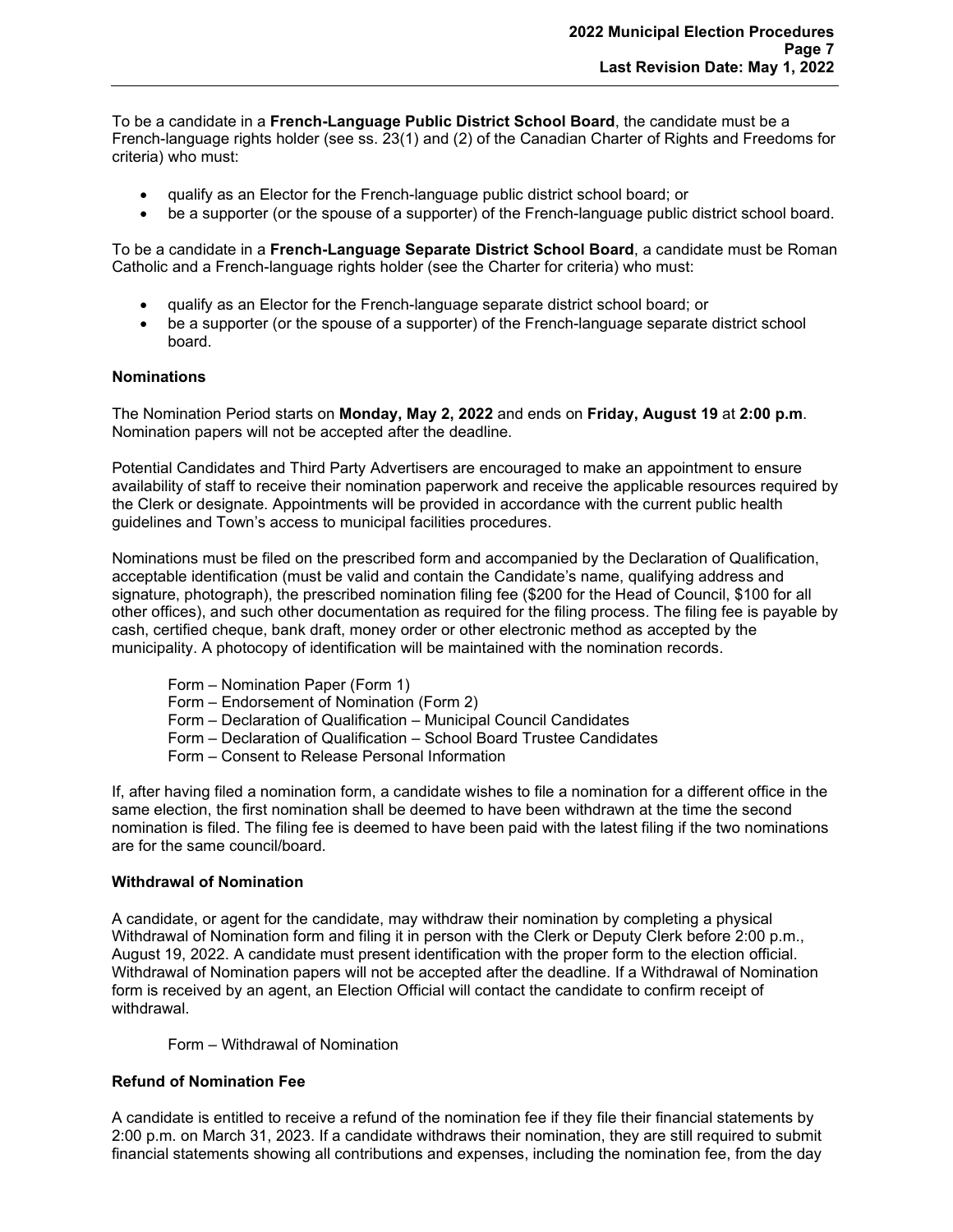To be a candidate in a **French-Language Public District School Board**, the candidate must be a French-language rights holder (see ss. 23(1) and (2) of the Canadian Charter of Rights and Freedoms for criteria) who must:

- qualify as an Elector for the French-language public district school board; or
- be a supporter (or the spouse of a supporter) of the French-language public district school board.

To be a candidate in a **French-Language Separate District School Board**, a candidate must be Roman Catholic and a French-language rights holder (see the Charter for criteria) who must:

- qualify as an Elector for the French-language separate district school board; or
- be a supporter (or the spouse of a supporter) of the French-language separate district school board.

**Nominations**

The Nomination Period starts on **Monday, May 2, 2022** and ends on **Friday, August 19** at **2:00 p.m**. Nomination papers will not be accepted after the deadline.

Potential Candidates and Third Party Advertisers are encouraged to make an appointment to ensure availability of staff to receive their nomination paperwork and receive the applicable resources required by the Clerk or designate. Appointments will be provided in accordance with the current public health guidelines and Town's access to municipal facilities procedures.

Nominations must be filed on the prescribed form and accompanied by the Declaration of Qualification, acceptable identification (must be valid and contain the Candidate's name, qualifying address and signature, photograph), the prescribed nomination filing fee ($200 for the Head of Council, $100 for all other offices), and such other documentation as required for the filing process. The filing fee is payable by cash, certified cheque, bank draft, money order or other electronic method as accepted by the municipality. A photocopy of identification will be maintained with the nomination records.

Form – Nomination Paper (Form 1)
Form – Endorsement of Nomination (Form 2)
Form – Declaration of Qualification – Municipal Council Candidates
Form – Declaration of Qualification – School Board Trustee Candidates
Form – Consent to Release Personal Information

If, after having filed a nomination form, a candidate wishes to file a nomination for a different office in the same election, the first nomination shall be deemed to have been withdrawn at the time the second nomination is filed. The filing fee is deemed to have been paid with the latest filing if the two nominations are for the same council/board.

**Withdrawal of Nomination**

A candidate, or agent for the candidate, may withdraw their nomination by completing a physical Withdrawal of Nomination form and filing it in person with the Clerk or Deputy Clerk before 2:00 p.m., August 19, 2022. A candidate must present identification with the proper form to the election official. Withdrawal of Nomination papers will not be accepted after the deadline. If a Withdrawal of Nomination form is received by an agent, an Election Official will contact the candidate to confirm receipt of withdrawal.

Form – Withdrawal of Nomination

**Refund of Nomination Fee**

A candidate is entitled to receive a refund of the nomination fee if they file their financial statements by 2:00 p.m. on March 31, 2023. If a candidate withdraws their nomination, they are still required to submit financial statements showing all contributions and expenses, including the nomination fee, from the day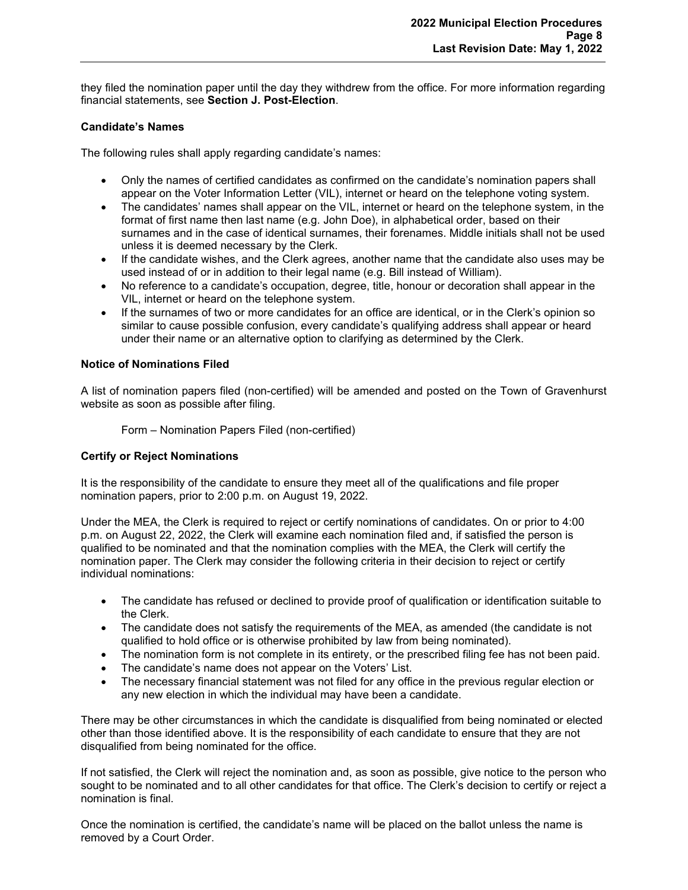they filed the nomination paper until the day they withdrew from the office. For more information regarding financial statements, see **Section J. Post-Election**.

**Candidate's Names**

The following rules shall apply regarding candidate's names:

- Only the names of certified candidates as confirmed on the candidate's nomination papers shall appear on the Voter Information Letter (VIL), internet or heard on the telephone voting system.
- The candidates' names shall appear on the VIL, internet or heard on the telephone system, in the format of first name then last name (e.g. John Doe), in alphabetical order, based on their surnames and in the case of identical surnames, their forenames. Middle initials shall not be used unless it is deemed necessary by the Clerk.
- If the candidate wishes, and the Clerk agrees, another name that the candidate also uses may be used instead of or in addition to their legal name (e.g. Bill instead of William).
- No reference to a candidate's occupation, degree, title, honour or decoration shall appear in the VIL, internet or heard on the telephone system.
- If the surnames of two or more candidates for an office are identical, or in the Clerk's opinion so similar to cause possible confusion, every candidate's qualifying address shall appear or heard under their name or an alternative option to clarifying as determined by the Clerk.

**Notice of Nominations Filed**

A list of nomination papers filed (non-certified) will be amended and posted on the Town of Gravenhurst website as soon as possible after filing.

Form – Nomination Papers Filed (non-certified)

**Certify or Reject Nominations**

It is the responsibility of the candidate to ensure they meet all of the qualifications and file proper nomination papers, prior to 2:00 p.m. on August 19, 2022.

Under the MEA, the Clerk is required to reject or certify nominations of candidates. On or prior to 4:00 p.m. on August 22, 2022, the Clerk will examine each nomination filed and, if satisfied the person is qualified to be nominated and that the nomination complies with the MEA, the Clerk will certify the nomination paper. The Clerk may consider the following criteria in their decision to reject or certify individual nominations:

- The candidate has refused or declined to provide proof of qualification or identification suitable to the Clerk.
- The candidate does not satisfy the requirements of the MEA, as amended (the candidate is not qualified to hold office or is otherwise prohibited by law from being nominated).
- The nomination form is not complete in its entirety, or the prescribed filing fee has not been paid.
- The candidate's name does not appear on the Voters' List.
- The necessary financial statement was not filed for any office in the previous regular election or any new election in which the individual may have been a candidate.

There may be other circumstances in which the candidate is disqualified from being nominated or elected other than those identified above. It is the responsibility of each candidate to ensure that they are not disqualified from being nominated for the office.

If not satisfied, the Clerk will reject the nomination and, as soon as possible, give notice to the person who sought to be nominated and to all other candidates for that office. The Clerk's decision to certify or reject a nomination is final.

Once the nomination is certified, the candidate's name will be placed on the ballot unless the name is removed by a Court Order.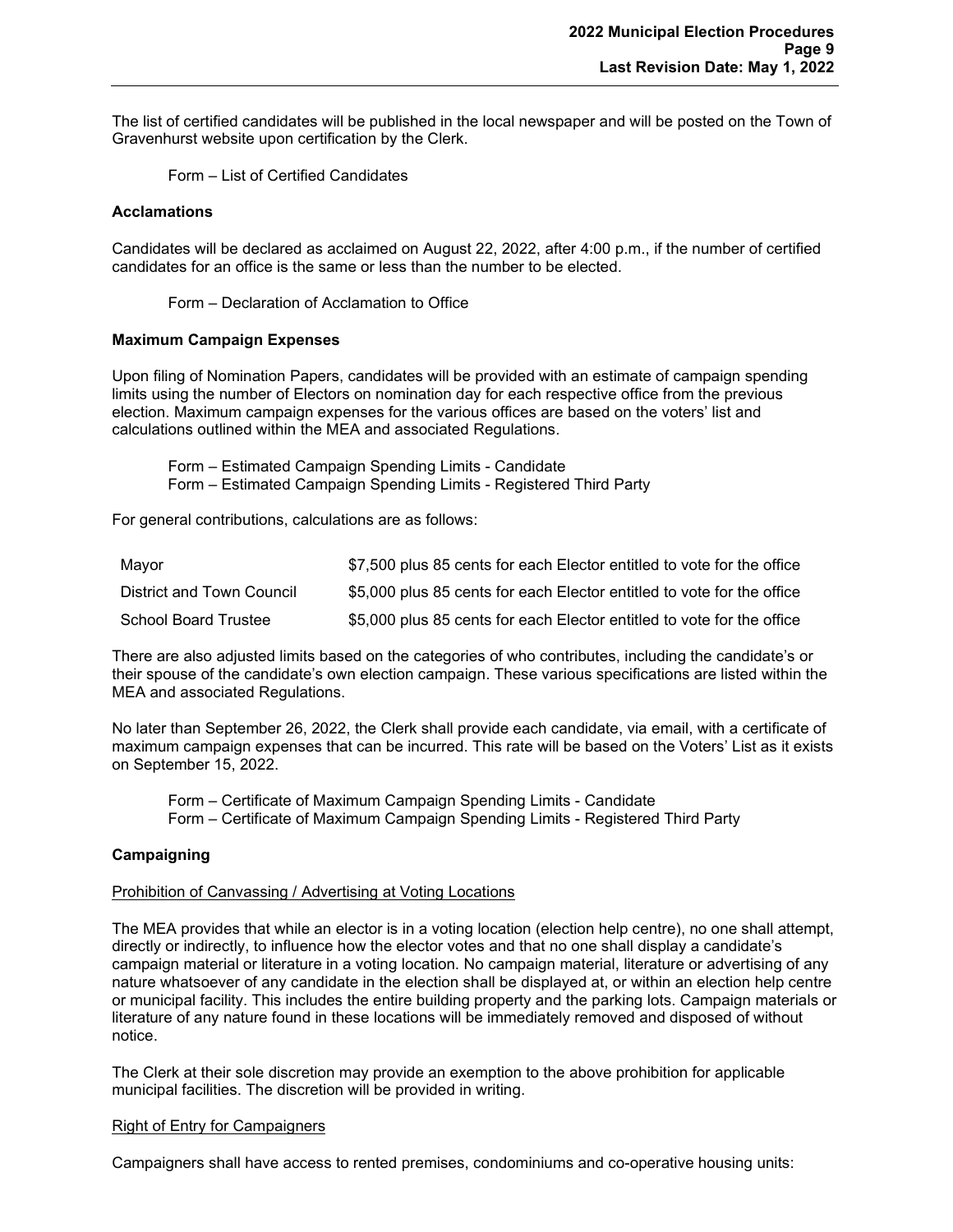The list of certified candidates will be published in the local newspaper and will be posted on the Town of Gravenhurst website upon certification by the Clerk.

Form – List of Certified Candidates

**Acclamations**

Candidates will be declared as acclaimed on August 22, 2022, after 4:00 p.m., if the number of certified candidates for an office is the same or less than the number to be elected.

Form – Declaration of Acclamation to Office

**Maximum Campaign Expenses**

Upon filing of Nomination Papers, candidates will be provided with an estimate of campaign spending limits using the number of Electors on nomination day for each respective office from the previous election. Maximum campaign expenses for the various offices are based on the voters' list and calculations outlined within the MEA and associated Regulations.

Form – Estimated Campaign Spending Limits - Candidate
Form – Estimated Campaign Spending Limits - Registered Third Party

For general contributions, calculations are as follows:

| | |
|---|---|
| Mayor | $7,500 plus 85 cents for each Elector entitled to vote for the office |
| District and Town Council | $5,000 plus 85 cents for each Elector entitled to vote for the office |
| School Board Trustee | $5,000 plus 85 cents for each Elector entitled to vote for the office |

There are also adjusted limits based on the categories of who contributes, including the candidate's or their spouse of the candidate's own election campaign. These various specifications are listed within the MEA and associated Regulations.

No later than September 26, 2022, the Clerk shall provide each candidate, via email, with a certificate of maximum campaign expenses that can be incurred. This rate will be based on the Voters' List as it exists on September 15, 2022.

Form – Certificate of Maximum Campaign Spending Limits - Candidate
Form – Certificate of Maximum Campaign Spending Limits - Registered Third Party

**Campaigning**

Prohibition of Canvassing / Advertising at Voting Locations

The MEA provides that while an elector is in a voting location (election help centre), no one shall attempt, directly or indirectly, to influence how the elector votes and that no one shall display a candidate's campaign material or literature in a voting location. No campaign material, literature or advertising of any nature whatsoever of any candidate in the election shall be displayed at, or within an election help centre or municipal facility. This includes the entire building property and the parking lots. Campaign materials or literature of any nature found in these locations will be immediately removed and disposed of without notice.

The Clerk at their sole discretion may provide an exemption to the above prohibition for applicable municipal facilities. The discretion will be provided in writing.

Right of Entry for Campaigners

Campaigners shall have access to rented premises, condominiums and co-operative housing units: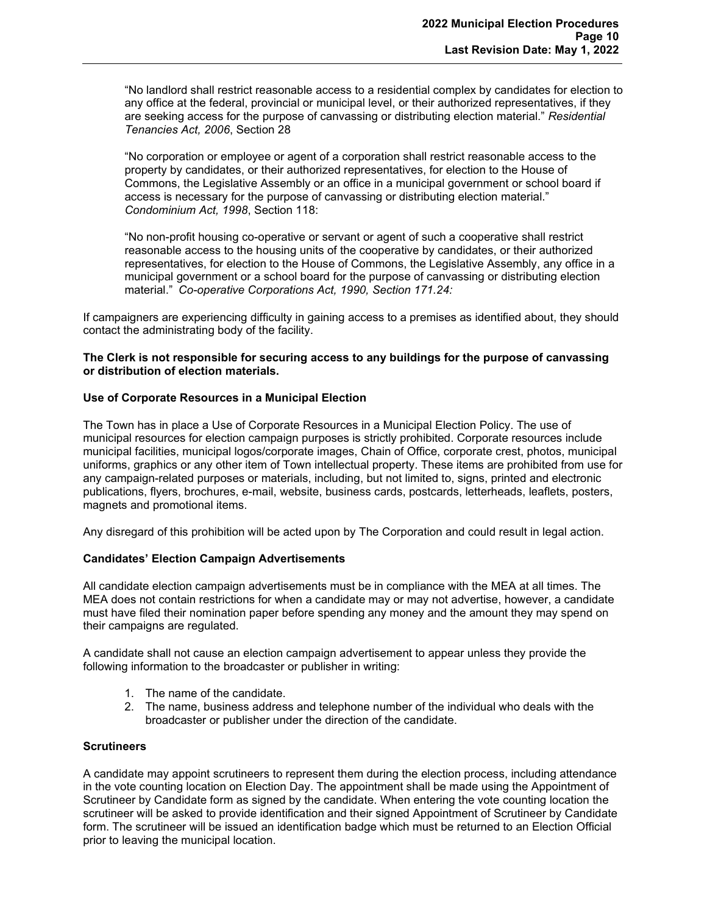> "No landlord shall restrict reasonable access to a residential complex by candidates for election to any office at the federal, provincial or municipal level, or their authorized representatives, if they are seeking access for the purpose of canvassing or distributing election material." *Residential Tenancies Act, 2006*, Section 28

> "No corporation or employee or agent of a corporation shall restrict reasonable access to the property by candidates, or their authorized representatives, for election to the House of Commons, the Legislative Assembly or an office in a municipal government or school board if access is necessary for the purpose of canvassing or distributing election material." *Condominium Act, 1998*, Section 118:

> "No non-profit housing co-operative or servant or agent of such a cooperative shall restrict reasonable access to the housing units of the cooperative by candidates, or their authorized representatives, for election to the House of Commons, the Legislative Assembly, any office in a municipal government or a school board for the purpose of canvassing or distributing election material." *Co-operative Corporations Act, 1990, Section 171.24:*

If campaigners are experiencing difficulty in gaining access to a premises as identified about, they should contact the administrating body of the facility.

**The Clerk is not responsible for securing access to any buildings for the purpose of canvassing or distribution of election materials.**

**Use of Corporate Resources in a Municipal Election**

The Town has in place a Use of Corporate Resources in a Municipal Election Policy. The use of municipal resources for election campaign purposes is strictly prohibited. Corporate resources include municipal facilities, municipal logos/corporate images, Chain of Office, corporate crest, photos, municipal uniforms, graphics or any other item of Town intellectual property. These items are prohibited from use for any campaign-related purposes or materials, including, but not limited to, signs, printed and electronic publications, flyers, brochures, e-mail, website, business cards, postcards, letterheads, leaflets, posters, magnets and promotional items.

Any disregard of this prohibition will be acted upon by The Corporation and could result in legal action.

**Candidates' Election Campaign Advertisements**

All candidate election campaign advertisements must be in compliance with the MEA at all times. The MEA does not contain restrictions for when a candidate may or may not advertise, however, a candidate must have filed their nomination paper before spending any money and the amount they may spend on their campaigns are regulated.

A candidate shall not cause an election campaign advertisement to appear unless they provide the following information to the broadcaster or publisher in writing:

1. The name of the candidate.
2. The name, business address and telephone number of the individual who deals with the broadcaster or publisher under the direction of the candidate.

**Scrutineers**

A candidate may appoint scrutineers to represent them during the election process, including attendance in the vote counting location on Election Day. The appointment shall be made using the Appointment of Scrutineer by Candidate form as signed by the candidate. When entering the vote counting location the scrutineer will be asked to provide identification and their signed Appointment of Scrutineer by Candidate form. The scrutineer will be issued an identification badge which must be returned to an Election Official prior to leaving the municipal location.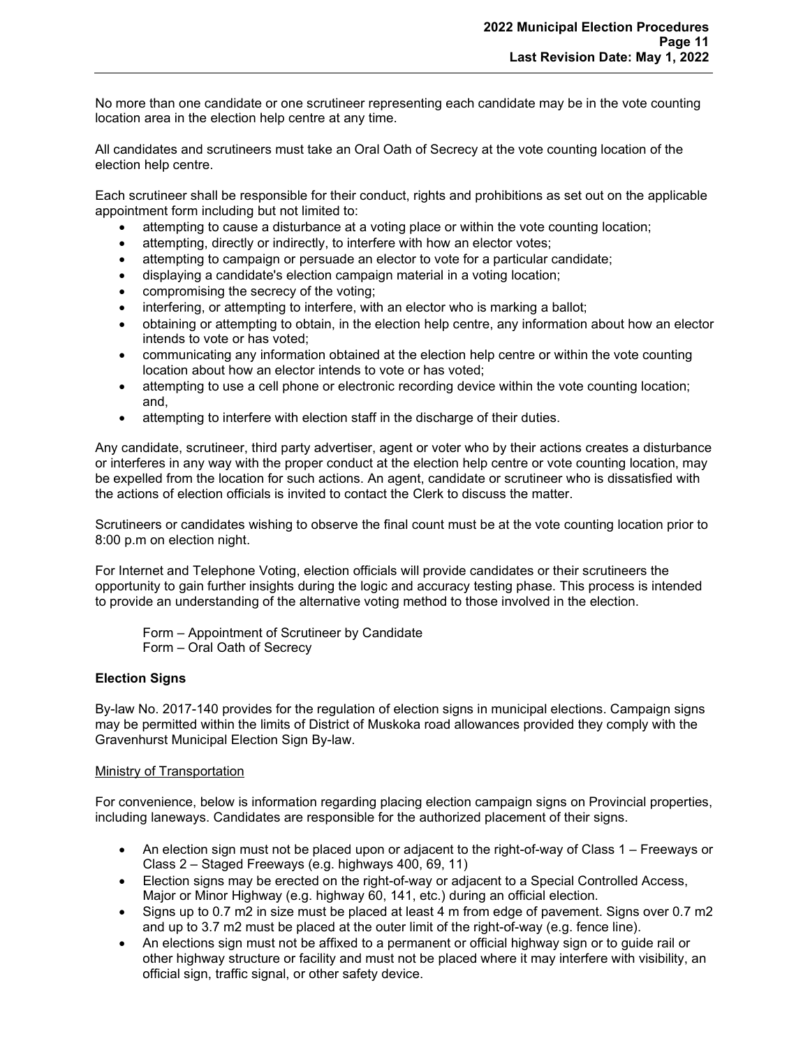No more than one candidate or one scrutineer representing each candidate may be in the vote counting location area in the election help centre at any time.

All candidates and scrutineers must take an Oral Oath of Secrecy at the vote counting location of the election help centre.

Each scrutineer shall be responsible for their conduct, rights and prohibitions as set out on the applicable appointment form including but not limited to:

- attempting to cause a disturbance at a voting place or within the vote counting location;
- attempting, directly or indirectly, to interfere with how an elector votes;
- attempting to campaign or persuade an elector to vote for a particular candidate;
- displaying a candidate's election campaign material in a voting location;
- compromising the secrecy of the voting;
- interfering, or attempting to interfere, with an elector who is marking a ballot;
- obtaining or attempting to obtain, in the election help centre, any information about how an elector intends to vote or has voted;
- communicating any information obtained at the election help centre or within the vote counting location about how an elector intends to vote or has voted;
- attempting to use a cell phone or electronic recording device within the vote counting location; and,
- attempting to interfere with election staff in the discharge of their duties.

Any candidate, scrutineer, third party advertiser, agent or voter who by their actions creates a disturbance or interferes in any way with the proper conduct at the election help centre or vote counting location, may be expelled from the location for such actions. An agent, candidate or scrutineer who is dissatisfied with the actions of election officials is invited to contact the Clerk to discuss the matter.

Scrutineers or candidates wishing to observe the final count must be at the vote counting location prior to 8:00 p.m on election night.

For Internet and Telephone Voting, election officials will provide candidates or their scrutineers the opportunity to gain further insights during the logic and accuracy testing phase. This process is intended to provide an understanding of the alternative voting method to those involved in the election.

Form – Appointment of Scrutineer by Candidate
Form – Oral Oath of Secrecy

**Election Signs**

By-law No. 2017-140 provides for the regulation of election signs in municipal elections. Campaign signs may be permitted within the limits of District of Muskoka road allowances provided they comply with the Gravenhurst Municipal Election Sign By-law.

<u>Ministry of Transportation</u>

For convenience, below is information regarding placing election campaign signs on Provincial properties, including laneways. Candidates are responsible for the authorized placement of their signs.

- An election sign must not be placed upon or adjacent to the right-of-way of Class 1 – Freeways or Class 2 – Staged Freeways (e.g. highways 400, 69, 11)
- Election signs may be erected on the right-of-way or adjacent to a Special Controlled Access, Major or Minor Highway (e.g. highway 60, 141, etc.) during an official election.
- Signs up to 0.7 m2 in size must be placed at least 4 m from edge of pavement. Signs over 0.7 m2 and up to 3.7 m2 must be placed at the outer limit of the right-of-way (e.g. fence line).
- An elections sign must not be affixed to a permanent or official highway sign or to guide rail or other highway structure or facility and must not be placed where it may interfere with visibility, an official sign, traffic signal, or other safety device.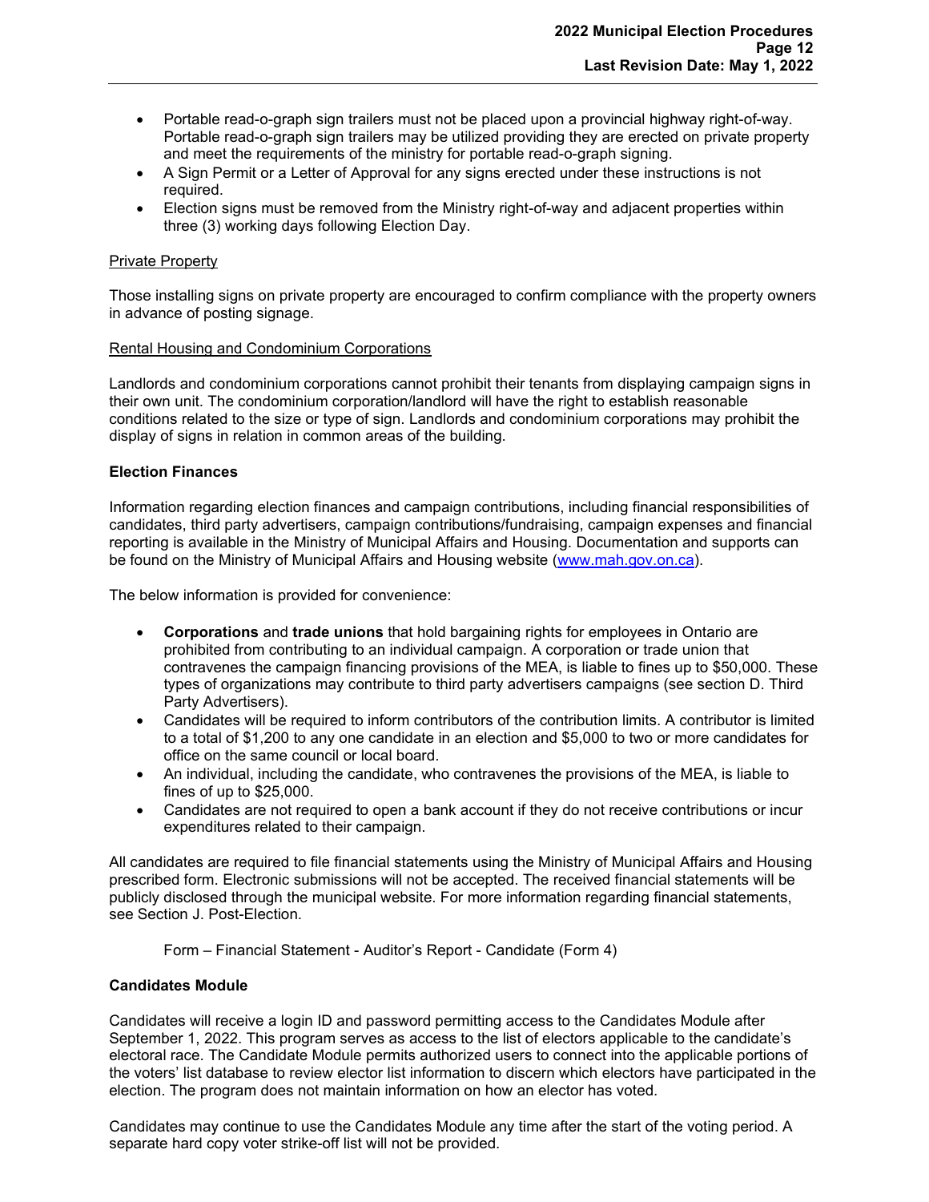- Portable read-o-graph sign trailers must not be placed upon a provincial highway right-of-way. Portable read-o-graph sign trailers may be utilized providing they are erected on private property and meet the requirements of the ministry for portable read-o-graph signing.
- A Sign Permit or a Letter of Approval for any signs erected under these instructions is not required.
- Election signs must be removed from the Ministry right-of-way and adjacent properties within three (3) working days following Election Day.

<u>Private Property</u>

Those installing signs on private property are encouraged to confirm compliance with the property owners in advance of posting signage.

<u>Rental Housing and Condominium Corporations</u>

Landlords and condominium corporations cannot prohibit their tenants from displaying campaign signs in their own unit. The condominium corporation/landlord will have the right to establish reasonable conditions related to the size or type of sign. Landlords and condominium corporations may prohibit the display of signs in relation in common areas of the building.

**Election Finances**

Information regarding election finances and campaign contributions, including financial responsibilities of candidates, third party advertisers, campaign contributions/fundraising, campaign expenses and financial reporting is available in the Ministry of Municipal Affairs and Housing. Documentation and supports can be found on the Ministry of Municipal Affairs and Housing website ([www.mah.gov.on.ca](http://www.mah.gov.on.ca)).

The below information is provided for convenience:

- **Corporations** and **trade unions** that hold bargaining rights for employees in Ontario are prohibited from contributing to an individual campaign. A corporation or trade union that contravenes the campaign financing provisions of the MEA, is liable to fines up to $50,000. These types of organizations may contribute to third party advertisers campaigns (see section D. Third Party Advertisers).
- Candidates will be required to inform contributors of the contribution limits. A contributor is limited to a total of $1,200 to any one candidate in an election and $5,000 to two or more candidates for office on the same council or local board.
- An individual, including the candidate, who contravenes the provisions of the MEA, is liable to fines of up to $25,000.
- Candidates are not required to open a bank account if they do not receive contributions or incur expenditures related to their campaign.

All candidates are required to file financial statements using the Ministry of Municipal Affairs and Housing prescribed form. Electronic submissions will not be accepted. The received financial statements will be publicly disclosed through the municipal website. For more information regarding financial statements, see Section J. Post-Election.

Form – Financial Statement - Auditor's Report - Candidate (Form 4)

**Candidates Module**

Candidates will receive a login ID and password permitting access to the Candidates Module after September 1, 2022. This program serves as access to the list of electors applicable to the candidate's electoral race. The Candidate Module permits authorized users to connect into the applicable portions of the voters' list database to review elector list information to discern which electors have participated in the election. The program does not maintain information on how an elector has voted.

Candidates may continue to use the Candidates Module any time after the start of the voting period. A separate hard copy voter strike-off list will not be provided.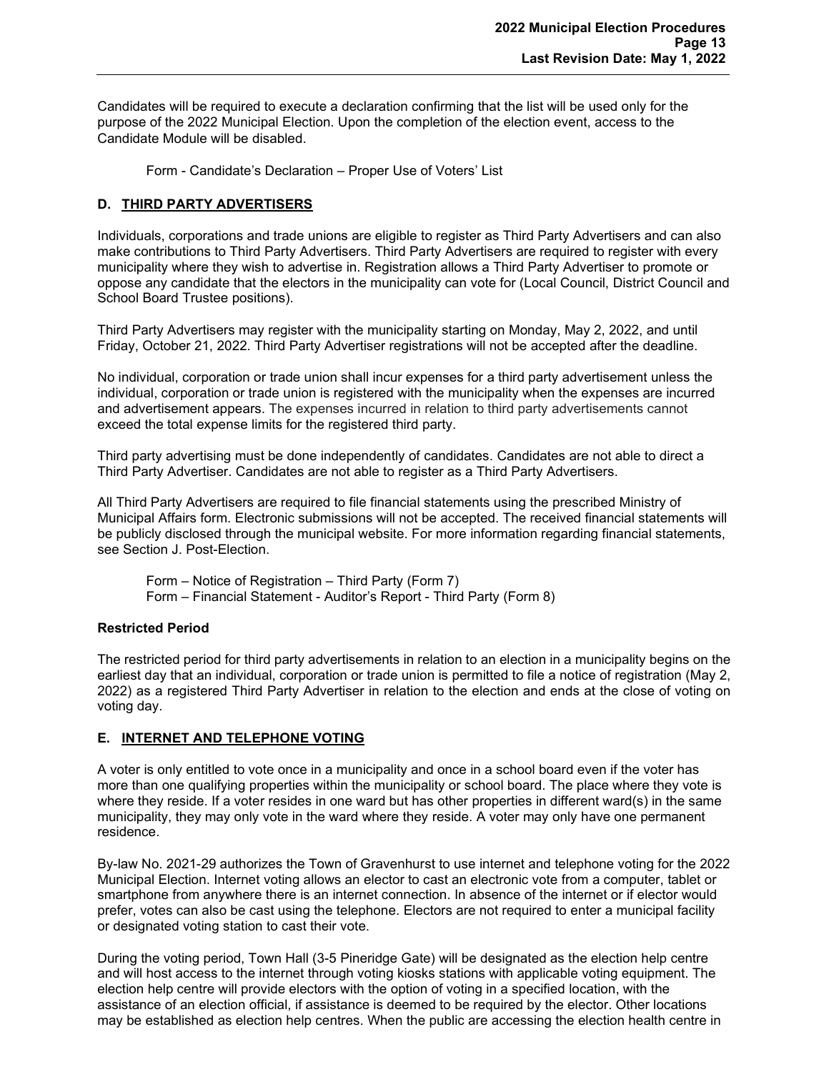Candidates will be required to execute a declaration confirming that the list will be used only for the purpose of the 2022 Municipal Election. Upon the completion of the election event, access to the Candidate Module will be disabled.

Form - Candidate's Declaration – Proper Use of Voters' List

## D. THIRD PARTY ADVERTISERS

Individuals, corporations and trade unions are eligible to register as Third Party Advertisers and can also make contributions to Third Party Advertisers. Third Party Advertisers are required to register with every municipality where they wish to advertise in. Registration allows a Third Party Advertiser to promote or oppose any candidate that the electors in the municipality can vote for (Local Council, District Council and School Board Trustee positions).

Third Party Advertisers may register with the municipality starting on Monday, May 2, 2022, and until Friday, October 21, 2022. Third Party Advertiser registrations will not be accepted after the deadline.

No individual, corporation or trade union shall incur expenses for a third party advertisement unless the individual, corporation or trade union is registered with the municipality when the expenses are incurred and advertisement appears. The expenses incurred in relation to third party advertisements cannot exceed the total expense limits for the registered third party.

Third party advertising must be done independently of candidates. Candidates are not able to direct a Third Party Advertiser. Candidates are not able to register as a Third Party Advertisers.

All Third Party Advertisers are required to file financial statements using the prescribed Ministry of Municipal Affairs form. Electronic submissions will not be accepted. The received financial statements will be publicly disclosed through the municipal website. For more information regarding financial statements, see Section J. Post-Election.

Form – Notice of Registration – Third Party (Form 7)
Form – Financial Statement - Auditor's Report - Third Party (Form 8)

### Restricted Period

The restricted period for third party advertisements in relation to an election in a municipality begins on the earliest day that an individual, corporation or trade union is permitted to file a notice of registration (May 2, 2022) as a registered Third Party Advertiser in relation to the election and ends at the close of voting on voting day.

## E. INTERNET AND TELEPHONE VOTING

A voter is only entitled to vote once in a municipality and once in a school board even if the voter has more than one qualifying properties within the municipality or school board. The place where they vote is where they reside. If a voter resides in one ward but has other properties in different ward(s) in the same municipality, they may only vote in the ward where they reside. A voter may only have one permanent residence.

By-law No. 2021-29 authorizes the Town of Gravenhurst to use internet and telephone voting for the 2022 Municipal Election. Internet voting allows an elector to cast an electronic vote from a computer, tablet or smartphone from anywhere there is an internet connection. In absence of the internet or if elector would prefer, votes can also be cast using the telephone. Electors are not required to enter a municipal facility or designated voting station to cast their vote.

During the voting period, Town Hall (3-5 Pineridge Gate) will be designated as the election help centre and will host access to the internet through voting kiosks stations with applicable voting equipment. The election help centre will provide electors with the option of voting in a specified location, with the assistance of an election official, if assistance is deemed to be required by the elector. Other locations may be established as election help centres. When the public are accessing the election health centre in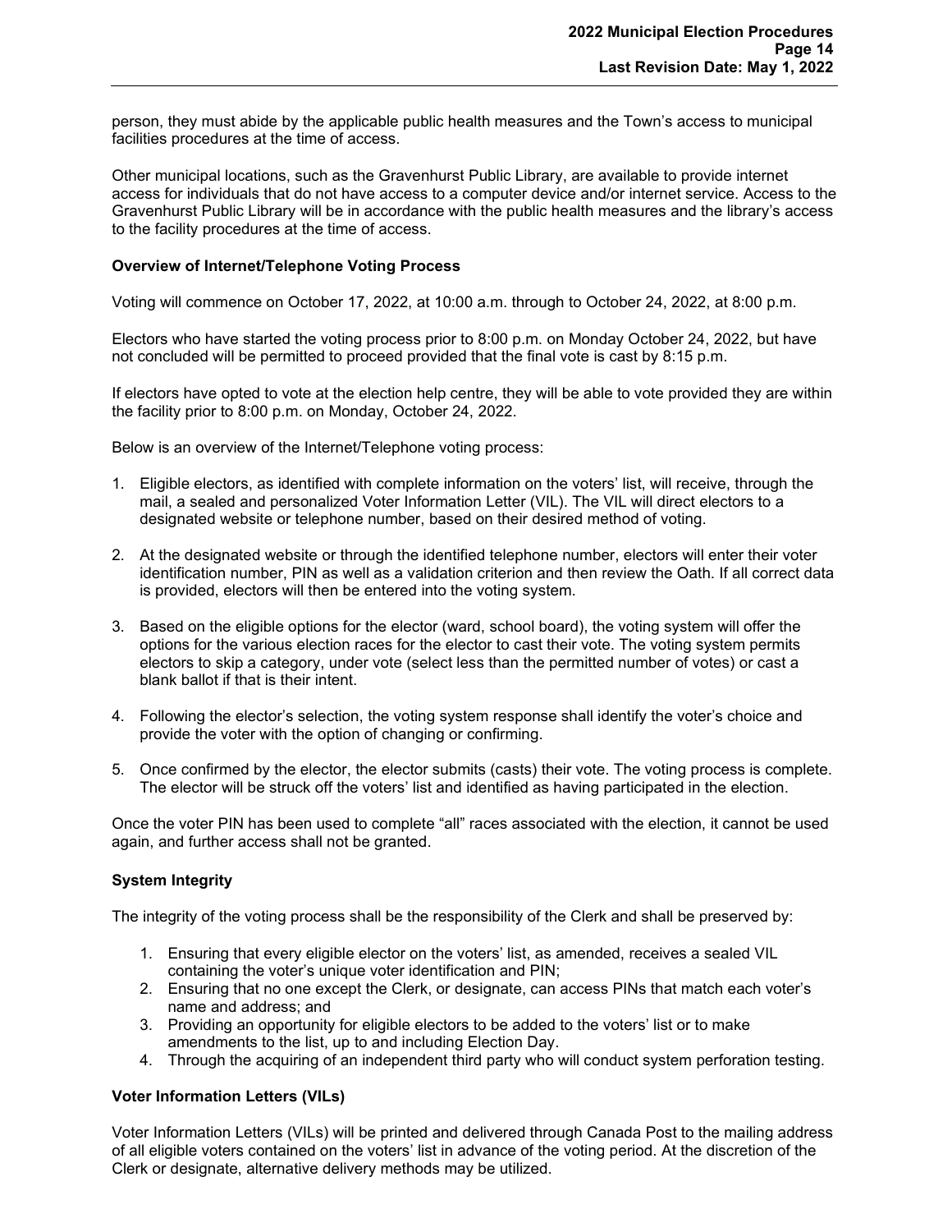person, they must abide by the applicable public health measures and the Town's access to municipal facilities procedures at the time of access.

Other municipal locations, such as the Gravenhurst Public Library, are available to provide internet access for individuals that do not have access to a computer device and/or internet service. Access to the Gravenhurst Public Library will be in accordance with the public health measures and the library's access to the facility procedures at the time of access.

**Overview of Internet/Telephone Voting Process**

Voting will commence on October 17, 2022, at 10:00 a.m. through to October 24, 2022, at 8:00 p.m.

Electors who have started the voting process prior to 8:00 p.m. on Monday October 24, 2022, but have not concluded will be permitted to proceed provided that the final vote is cast by 8:15 p.m.

If electors have opted to vote at the election help centre, they will be able to vote provided they are within the facility prior to 8:00 p.m. on Monday, October 24, 2022.

Below is an overview of the Internet/Telephone voting process:

1. Eligible electors, as identified with complete information on the voters' list, will receive, through the mail, a sealed and personalized Voter Information Letter (VIL). The VIL will direct electors to a designated website or telephone number, based on their desired method of voting.
2. At the designated website or through the identified telephone number, electors will enter their voter identification number, PIN as well as a validation criterion and then review the Oath. If all correct data is provided, electors will then be entered into the voting system.
3. Based on the eligible options for the elector (ward, school board), the voting system will offer the options for the various election races for the elector to cast their vote. The voting system permits electors to skip a category, under vote (select less than the permitted number of votes) or cast a blank ballot if that is their intent.
4. Following the elector's selection, the voting system response shall identify the voter's choice and provide the voter with the option of changing or confirming.
5. Once confirmed by the elector, the elector submits (casts) their vote. The voting process is complete. The elector will be struck off the voters' list and identified as having participated in the election.

Once the voter PIN has been used to complete "all" races associated with the election, it cannot be used again, and further access shall not be granted.

**System Integrity**

The integrity of the voting process shall be the responsibility of the Clerk and shall be preserved by:

1. Ensuring that every eligible elector on the voters' list, as amended, receives a sealed VIL containing the voter's unique voter identification and PIN;
2. Ensuring that no one except the Clerk, or designate, can access PINs that match each voter's name and address; and
3. Providing an opportunity for eligible electors to be added to the voters' list or to make amendments to the list, up to and including Election Day.
4. Through the acquiring of an independent third party who will conduct system perforation testing.

**Voter Information Letters (VILs)**

Voter Information Letters (VILs) will be printed and delivered through Canada Post to the mailing address of all eligible voters contained on the voters' list in advance of the voting period. At the discretion of the Clerk or designate, alternative delivery methods may be utilized.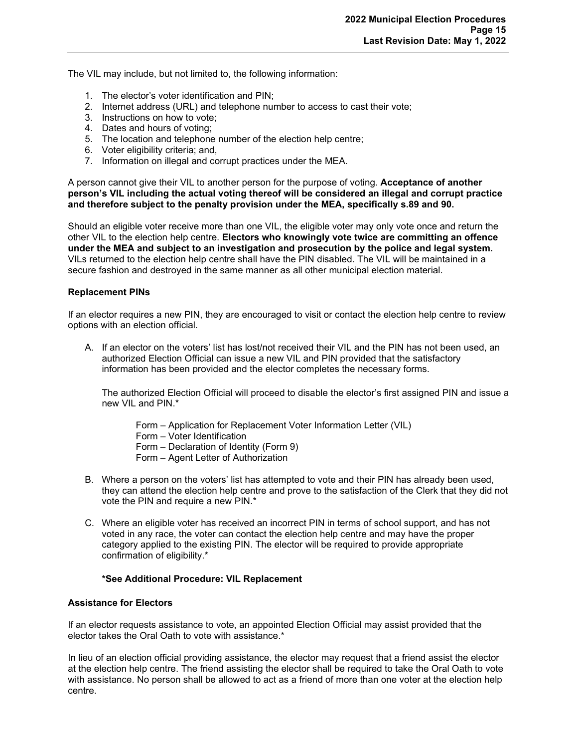The VIL may include, but not limited to, the following information:

1. The elector's voter identification and PIN;
2. Internet address (URL) and telephone number to access to cast their vote;
3. Instructions on how to vote;
4. Dates and hours of voting;
5. The location and telephone number of the election help centre;
6. Voter eligibility criteria; and,
7. Information on illegal and corrupt practices under the MEA.

A person cannot give their VIL to another person for the purpose of voting. **Acceptance of another person's VIL including the actual voting thereof will be considered an illegal and corrupt practice and therefore subject to the penalty provision under the MEA, specifically s.89 and 90.**

Should an eligible voter receive more than one VIL, the eligible voter may only vote once and return the other VIL to the election help centre. **Electors who knowingly vote twice are committing an offence under the MEA and subject to an investigation and prosecution by the police and legal system.** VILs returned to the election help centre shall have the PIN disabled. The VIL will be maintained in a secure fashion and destroyed in the same manner as all other municipal election material.

**Replacement PINs**

If an elector requires a new PIN, they are encouraged to visit or contact the election help centre to review options with an election official.

A. If an elector on the voters' list has lost/not received their VIL and the PIN has not been used, an authorized Election Official can issue a new VIL and PIN provided that the satisfactory information has been provided and the elector completes the necessary forms.

   The authorized Election Official will proceed to disable the elector's first assigned PIN and issue a new VIL and PIN.*

   Form – Application for Replacement Voter Information Letter (VIL)
   Form – Voter Identification
   Form – Declaration of Identity (Form 9)
   Form – Agent Letter of Authorization

B. Where a person on the voters' list has attempted to vote and their PIN has already been used, they can attend the election help centre and prove to the satisfaction of the Clerk that they did not vote the PIN and require a new PIN.*

C. Where an eligible voter has received an incorrect PIN in terms of school support, and has not voted in any race, the voter can contact the election help centre and may have the proper category applied to the existing PIN. The elector will be required to provide appropriate confirmation of eligibility.*

   **\*See Additional Procedure: VIL Replacement**

**Assistance for Electors**

If an elector requests assistance to vote, an appointed Election Official may assist provided that the elector takes the Oral Oath to vote with assistance.*

In lieu of an election official providing assistance, the elector may request that a friend assist the elector at the election help centre. The friend assisting the elector shall be required to take the Oral Oath to vote with assistance. No person shall be allowed to act as a friend of more than one voter at the election help centre.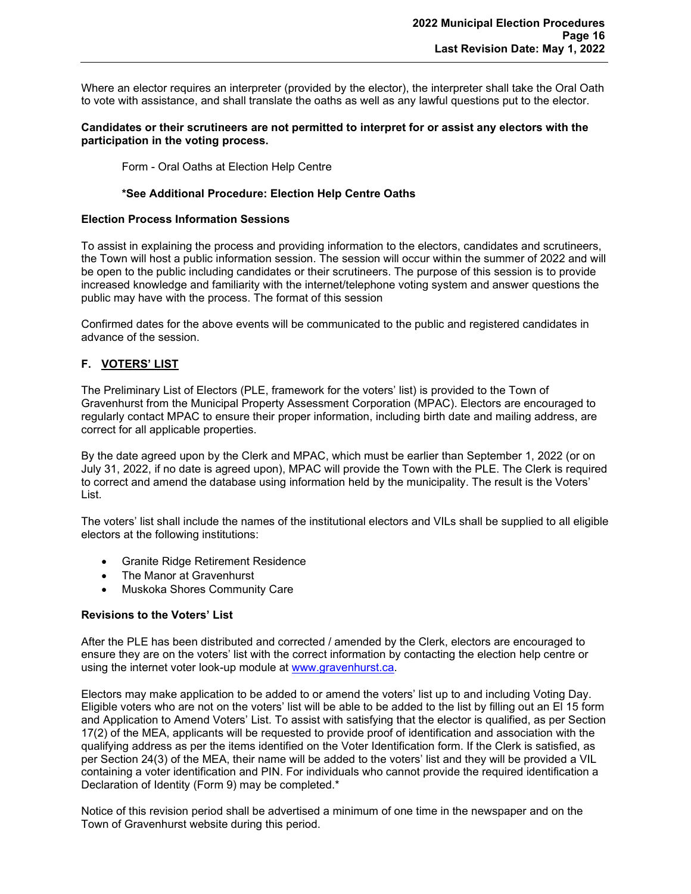Where an elector requires an interpreter (provided by the elector), the interpreter shall take the Oral Oath to vote with assistance, and shall translate the oaths as well as any lawful questions put to the elector.

**Candidates or their scrutineers are not permitted to interpret for or assist any electors with the participation in the voting process.**

Form - Oral Oaths at Election Help Centre

**\*See Additional Procedure: Election Help Centre Oaths**

**Election Process Information Sessions**

To assist in explaining the process and providing information to the electors, candidates and scrutineers, the Town will host a public information session. The session will occur within the summer of 2022 and will be open to the public including candidates or their scrutineers. The purpose of this session is to provide increased knowledge and familiarity with the internet/telephone voting system and answer questions the public may have with the process. The format of this session

Confirmed dates for the above events will be communicated to the public and registered candidates in advance of the session.

## F. VOTERS' LIST

The Preliminary List of Electors (PLE, framework for the voters' list) is provided to the Town of Gravenhurst from the Municipal Property Assessment Corporation (MPAC). Electors are encouraged to regularly contact MPAC to ensure their proper information, including birth date and mailing address, are correct for all applicable properties.

By the date agreed upon by the Clerk and MPAC, which must be earlier than September 1, 2022 (or on July 31, 2022, if no date is agreed upon), MPAC will provide the Town with the PLE. The Clerk is required to correct and amend the database using information held by the municipality. The result is the Voters' List.

The voters' list shall include the names of the institutional electors and VILs shall be supplied to all eligible electors at the following institutions:

- Granite Ridge Retirement Residence
- The Manor at Gravenhurst
- Muskoka Shores Community Care

**Revisions to the Voters' List**

After the PLE has been distributed and corrected / amended by the Clerk, electors are encouraged to ensure they are on the voters' list with the correct information by contacting the election help centre or using the internet voter look-up module at [www.gravenhurst.ca](http://www.gravenhurst.ca).

Electors may make application to be added to or amend the voters' list up to and including Voting Day. Eligible voters who are not on the voters' list will be able to be added to the list by filling out an El 15 form and Application to Amend Voters' List. To assist with satisfying that the elector is qualified, as per Section 17(2) of the MEA, applicants will be requested to provide proof of identification and association with the qualifying address as per the items identified on the Voter Identification form. If the Clerk is satisfied, as per Section 24(3) of the MEA, their name will be added to the voters' list and they will be provided a VIL containing a voter identification and PIN. For individuals who cannot provide the required identification a Declaration of Identity (Form 9) may be completed.*

Notice of this revision period shall be advertised a minimum of one time in the newspaper and on the Town of Gravenhurst website during this period.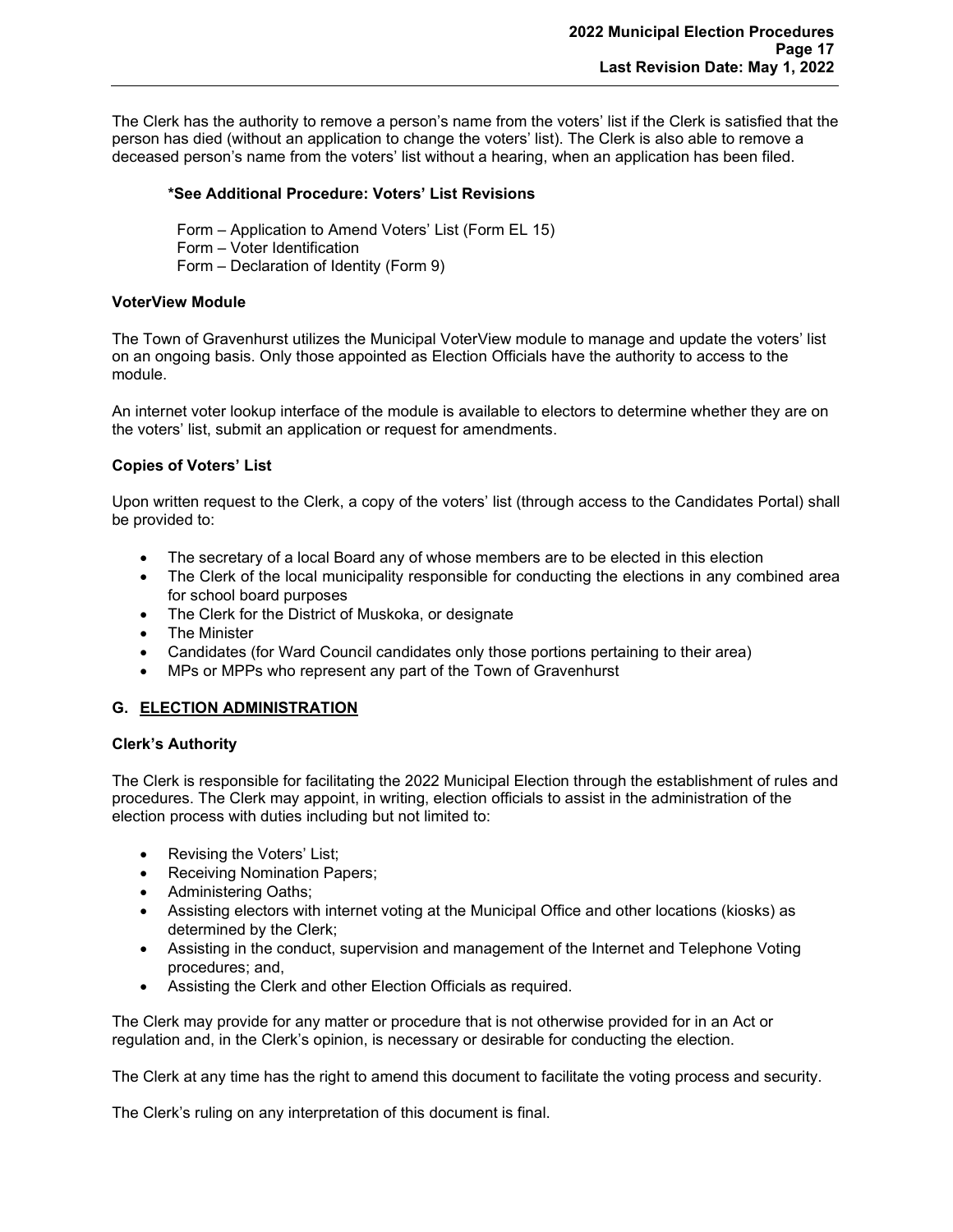The Clerk has the authority to remove a person's name from the voters' list if the Clerk is satisfied that the person has died (without an application to change the voters' list). The Clerk is also able to remove a deceased person's name from the voters' list without a hearing, when an application has been filed.

**\*See Additional Procedure: Voters' List Revisions**

Form – Application to Amend Voters' List (Form EL 15)
Form – Voter Identification
Form – Declaration of Identity (Form 9)

**VoterView Module**

The Town of Gravenhurst utilizes the Municipal VoterView module to manage and update the voters' list on an ongoing basis. Only those appointed as Election Officials have the authority to access to the module.

An internet voter lookup interface of the module is available to electors to determine whether they are on the voters' list, submit an application or request for amendments.

**Copies of Voters' List**

Upon written request to the Clerk, a copy of the voters' list (through access to the Candidates Portal) shall be provided to:

- The secretary of a local Board any of whose members are to be elected in this election
- The Clerk of the local municipality responsible for conducting the elections in any combined area for school board purposes
- The Clerk for the District of Muskoka, or designate
- The Minister
- Candidates (for Ward Council candidates only those portions pertaining to their area)
- MPs or MPPs who represent any part of the Town of Gravenhurst

## G. ELECTION ADMINISTRATION

**Clerk's Authority**

The Clerk is responsible for facilitating the 2022 Municipal Election through the establishment of rules and procedures. The Clerk may appoint, in writing, election officials to assist in the administration of the election process with duties including but not limited to:

- Revising the Voters' List;
- Receiving Nomination Papers;
- Administering Oaths;
- Assisting electors with internet voting at the Municipal Office and other locations (kiosks) as determined by the Clerk;
- Assisting in the conduct, supervision and management of the Internet and Telephone Voting procedures; and,
- Assisting the Clerk and other Election Officials as required.

The Clerk may provide for any matter or procedure that is not otherwise provided for in an Act or regulation and, in the Clerk's opinion, is necessary or desirable for conducting the election.

The Clerk at any time has the right to amend this document to facilitate the voting process and security.

The Clerk's ruling on any interpretation of this document is final.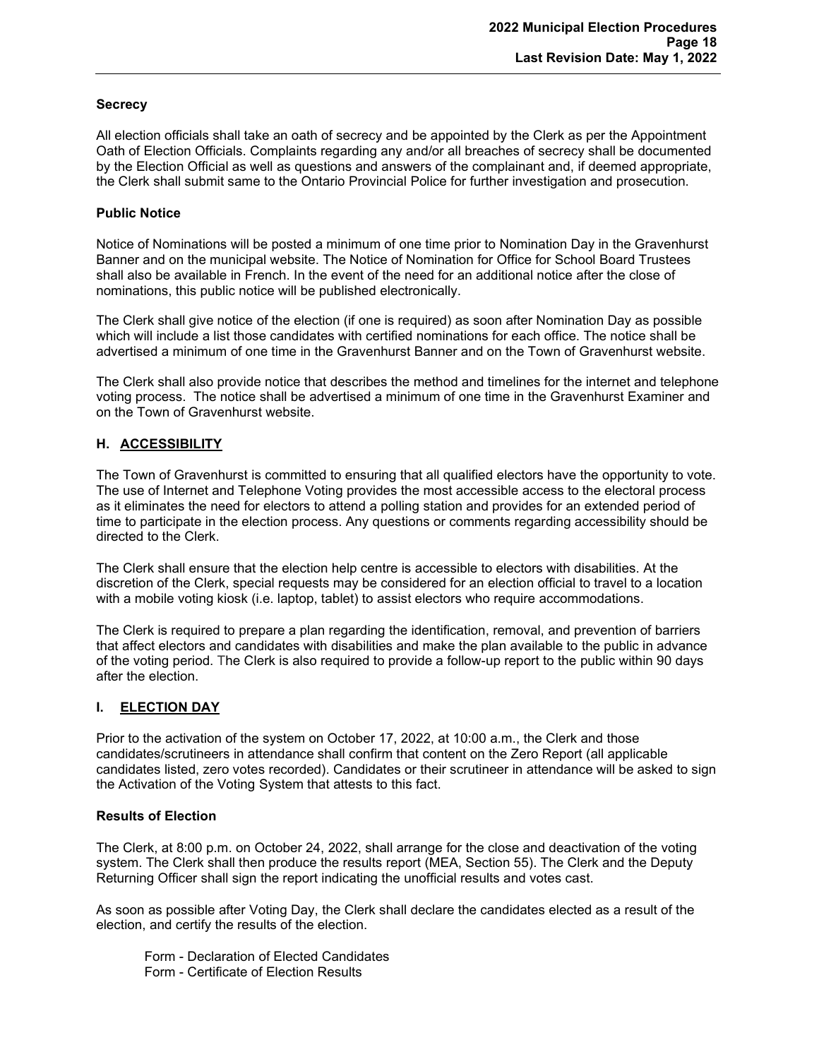### Secrecy

All election officials shall take an oath of secrecy and be appointed by the Clerk as per the Appointment Oath of Election Officials. Complaints regarding any and/or all breaches of secrecy shall be documented by the Election Official as well as questions and answers of the complainant and, if deemed appropriate, the Clerk shall submit same to the Ontario Provincial Police for further investigation and prosecution.

### Public Notice

Notice of Nominations will be posted a minimum of one time prior to Nomination Day in the Gravenhurst Banner and on the municipal website. The Notice of Nomination for Office for School Board Trustees shall also be available in French. In the event of the need for an additional notice after the close of nominations, this public notice will be published electronically.

The Clerk shall give notice of the election (if one is required) as soon after Nomination Day as possible which will include a list those candidates with certified nominations for each office. The notice shall be advertised a minimum of one time in the Gravenhurst Banner and on the Town of Gravenhurst website.

The Clerk shall also provide notice that describes the method and timelines for the internet and telephone voting process. The notice shall be advertised a minimum of one time in the Gravenhurst Examiner and on the Town of Gravenhurst website.

## H. ACCESSIBILITY

The Town of Gravenhurst is committed to ensuring that all qualified electors have the opportunity to vote. The use of Internet and Telephone Voting provides the most accessible access to the electoral process as it eliminates the need for electors to attend a polling station and provides for an extended period of time to participate in the election process. Any questions or comments regarding accessibility should be directed to the Clerk.

The Clerk shall ensure that the election help centre is accessible to electors with disabilities. At the discretion of the Clerk, special requests may be considered for an election official to travel to a location with a mobile voting kiosk (i.e. laptop, tablet) to assist electors who require accommodations.

The Clerk is required to prepare a plan regarding the identification, removal, and prevention of barriers that affect electors and candidates with disabilities and make the plan available to the public in advance of the voting period. The Clerk is also required to provide a follow-up report to the public within 90 days after the election.

## I. ELECTION DAY

Prior to the activation of the system on October 17, 2022, at 10:00 a.m., the Clerk and those candidates/scrutineers in attendance shall confirm that content on the Zero Report (all applicable candidates listed, zero votes recorded). Candidates or their scrutineer in attendance will be asked to sign the Activation of the Voting System that attests to this fact.

### Results of Election

The Clerk, at 8:00 p.m. on October 24, 2022, shall arrange for the close and deactivation of the voting system. The Clerk shall then produce the results report (MEA, Section 55). The Clerk and the Deputy Returning Officer shall sign the report indicating the unofficial results and votes cast.

As soon as possible after Voting Day, the Clerk shall declare the candidates elected as a result of the election, and certify the results of the election.

Form - Declaration of Elected Candidates
Form - Certificate of Election Results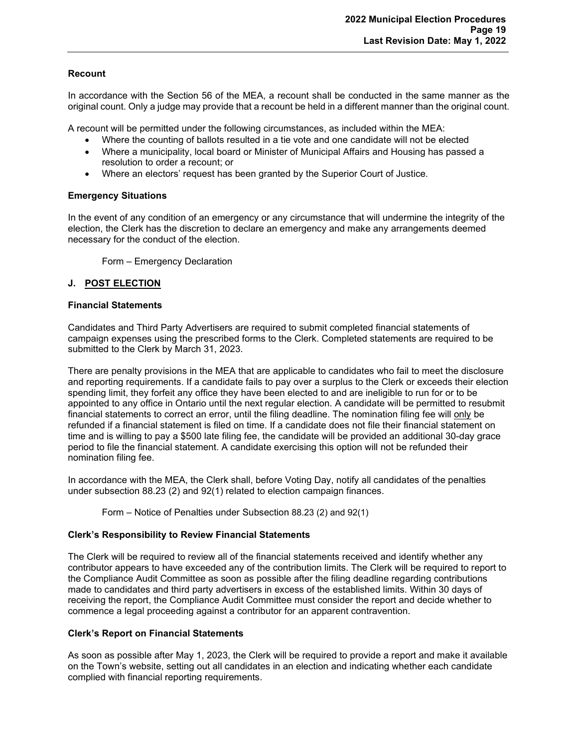### Recount

In accordance with the Section 56 of the MEA, a recount shall be conducted in the same manner as the original count. Only a judge may provide that a recount be held in a different manner than the original count.

A recount will be permitted under the following circumstances, as included within the MEA:

- Where the counting of ballots resulted in a tie vote and one candidate will not be elected
- Where a municipality, local board or Minister of Municipal Affairs and Housing has passed a resolution to order a recount; or
- Where an electors' request has been granted by the Superior Court of Justice.

### Emergency Situations

In the event of any condition of an emergency or any circumstance that will undermine the integrity of the election, the Clerk has the discretion to declare an emergency and make any arrangements deemed necessary for the conduct of the election.

Form – Emergency Declaration

## J. POST ELECTION

### Financial Statements

Candidates and Third Party Advertisers are required to submit completed financial statements of campaign expenses using the prescribed forms to the Clerk. Completed statements are required to be submitted to the Clerk by March 31, 2023.

There are penalty provisions in the MEA that are applicable to candidates who fail to meet the disclosure and reporting requirements. If a candidate fails to pay over a surplus to the Clerk or exceeds their election spending limit, they forfeit any office they have been elected to and are ineligible to run for or to be appointed to any office in Ontario until the next regular election. A candidate will be permitted to resubmit financial statements to correct an error, until the filing deadline. The nomination filing fee will <u>only</u> be refunded if a financial statement is filed on time. If a candidate does not file their financial statement on time and is willing to pay a $500 late filing fee, the candidate will be provided an additional 30-day grace period to file the financial statement. A candidate exercising this option will not be refunded their nomination filing fee.

In accordance with the MEA, the Clerk shall, before Voting Day, notify all candidates of the penalties under subsection 88.23 (2) and 92(1) related to election campaign finances.

Form – Notice of Penalties under Subsection 88.23 (2) and 92(1)

### Clerk's Responsibility to Review Financial Statements

The Clerk will be required to review all of the financial statements received and identify whether any contributor appears to have exceeded any of the contribution limits. The Clerk will be required to report to the Compliance Audit Committee as soon as possible after the filing deadline regarding contributions made to candidates and third party advertisers in excess of the established limits. Within 30 days of receiving the report, the Compliance Audit Committee must consider the report and decide whether to commence a legal proceeding against a contributor for an apparent contravention.

### Clerk's Report on Financial Statements

As soon as possible after May 1, 2023, the Clerk will be required to provide a report and make it available on the Town's website, setting out all candidates in an election and indicating whether each candidate complied with financial reporting requirements.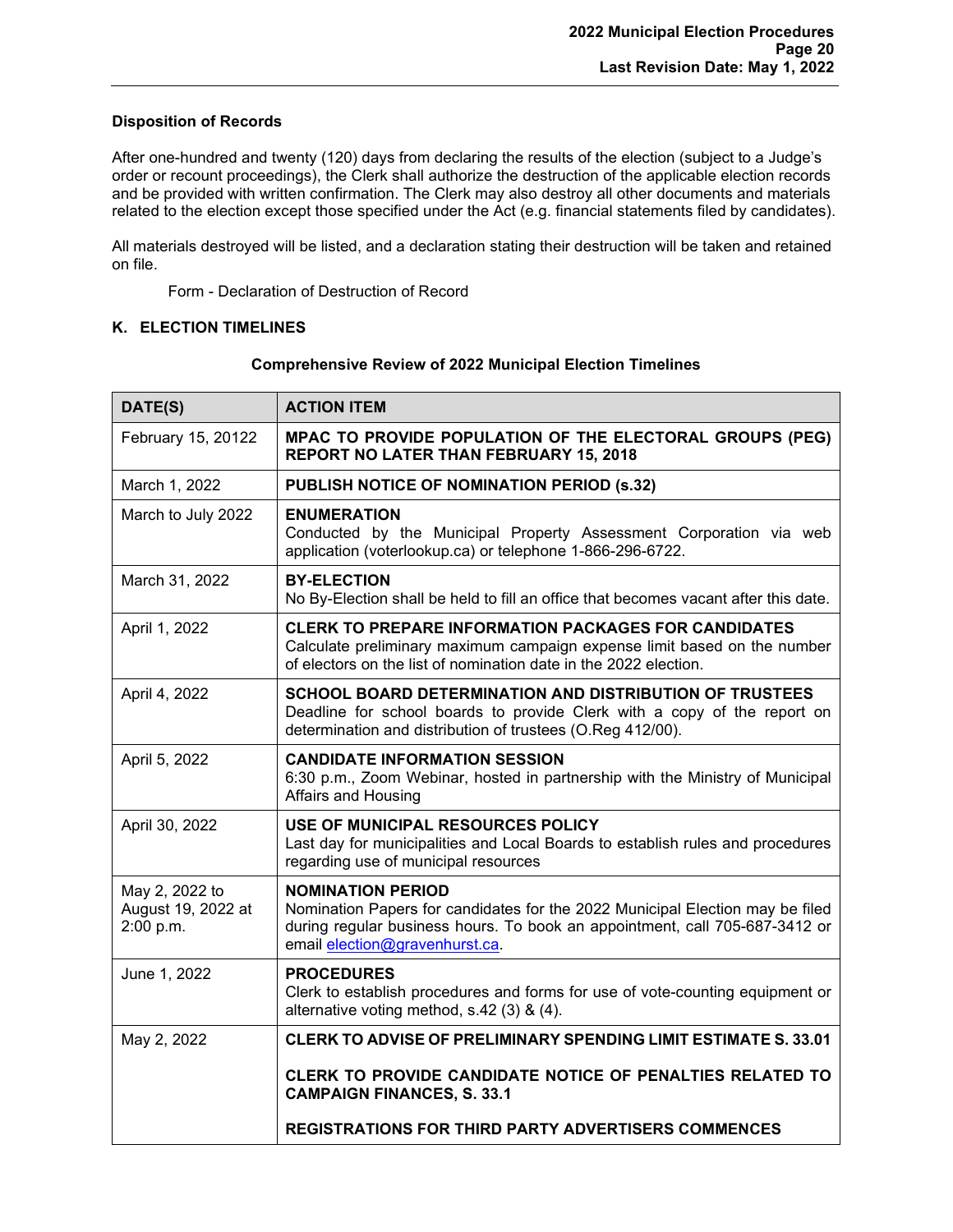### Disposition of Records

After one-hundred and twenty (120) days from declaring the results of the election (subject to a Judge's order or recount proceedings), the Clerk shall authorize the destruction of the applicable election records and be provided with written confirmation. The Clerk may also destroy all other documents and materials related to the election except those specified under the Act (e.g. financial statements filed by candidates).

All materials destroyed will be listed, and a declaration stating their destruction will be taken and retained on file.

Form - Declaration of Destruction of Record

## K. ELECTION TIMELINES

**Comprehensive Review of 2022 Municipal Election Timelines**

| DATE(S) | ACTION ITEM |
|---|---|
| February 15, 20122 | **MPAC TO PROVIDE POPULATION OF THE ELECTORAL GROUPS (PEG) REPORT NO LATER THAN FEBRUARY 15, 2018** |
| March 1, 2022 | **PUBLISH NOTICE OF NOMINATION PERIOD (s.32)** |
| March to July 2022 | **ENUMERATION**<br>Conducted by the Municipal Property Assessment Corporation via web application (voterlookup.ca) or telephone 1-866-296-6722. |
| March 31, 2022 | **BY-ELECTION**<br>No By-Election shall be held to fill an office that becomes vacant after this date. |
| April 1, 2022 | **CLERK TO PREPARE INFORMATION PACKAGES FOR CANDIDATES**<br>Calculate preliminary maximum campaign expense limit based on the number of electors on the list of nomination date in the 2022 election. |
| April 4, 2022 | **SCHOOL BOARD DETERMINATION AND DISTRIBUTION OF TRUSTEES**<br>Deadline for school boards to provide Clerk with a copy of the report on determination and distribution of trustees (O.Reg 412/00). |
| April 5, 2022 | **CANDIDATE INFORMATION SESSION**<br>6:30 p.m., Zoom Webinar, hosted in partnership with the Ministry of Municipal Affairs and Housing |
| April 30, 2022 | **USE OF MUNICIPAL RESOURCES POLICY**<br>Last day for municipalities and Local Boards to establish rules and procedures regarding use of municipal resources |
| May 2, 2022 to August 19, 2022 at 2:00 p.m. | **NOMINATION PERIOD**<br>Nomination Papers for candidates for the 2022 Municipal Election may be filed during regular business hours. To book an appointment, call 705-687-3412 or email election@gravenhurst.ca. |
| June 1, 2022 | **PROCEDURES**<br>Clerk to establish procedures and forms for use of vote-counting equipment or alternative voting method, s.42 (3) & (4). |
| May 2, 2022 | **CLERK TO ADVISE OF PRELIMINARY SPENDING LIMIT ESTIMATE S. 33.01**<br><br>**CLERK TO PROVIDE CANDIDATE NOTICE OF PENALTIES RELATED TO CAMPAIGN FINANCES, S. 33.1**<br><br>**REGISTRATIONS FOR THIRD PARTY ADVERTISERS COMMENCES** |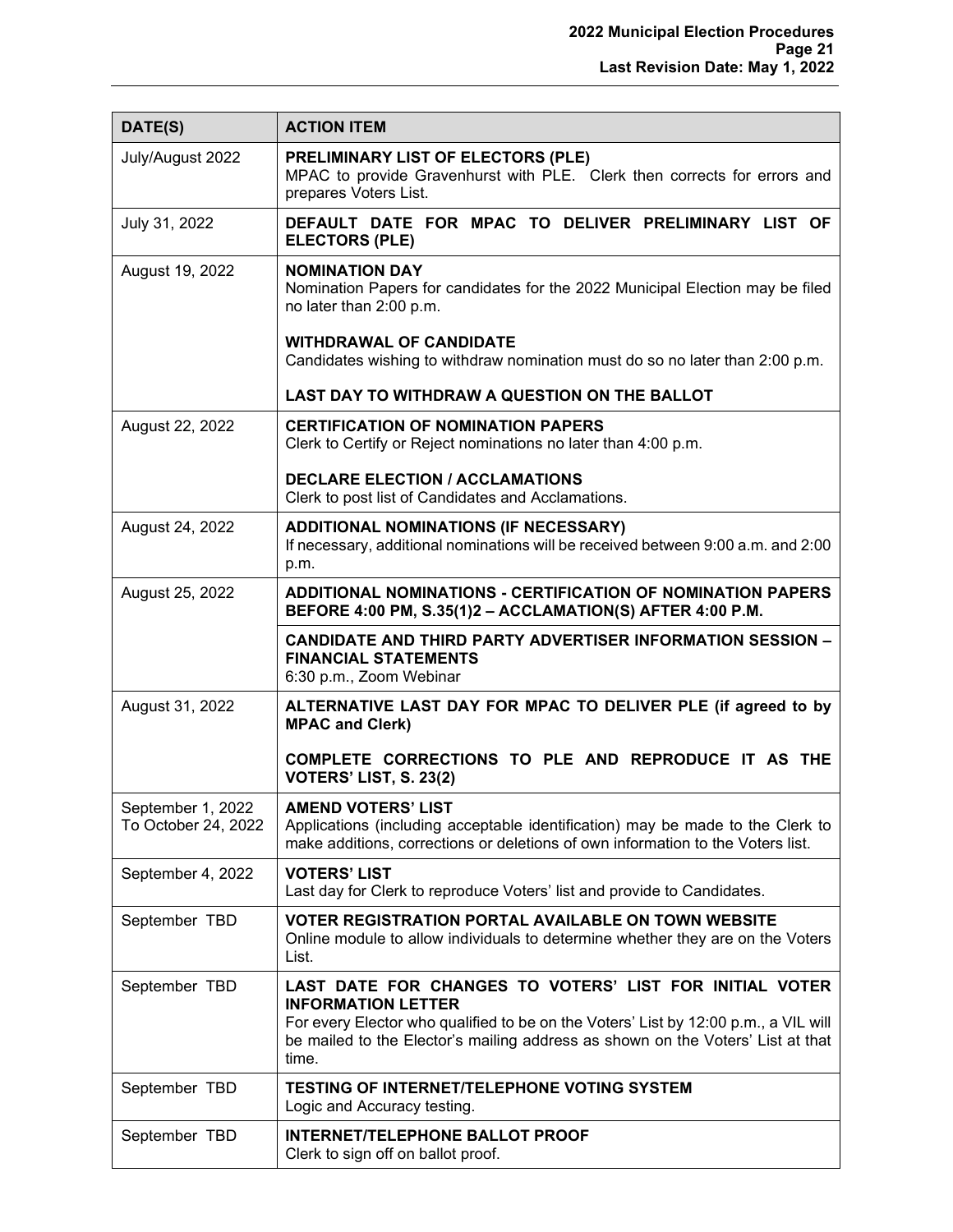| DATE(S) | ACTION ITEM |
|---|---|
| July/August 2022 | **PRELIMINARY LIST OF ELECTORS (PLE)**<br>MPAC to provide Gravenhurst with PLE. Clerk then corrects for errors and prepares Voters List. |
| July 31, 2022 | **DEFAULT DATE FOR MPAC TO DELIVER PRELIMINARY LIST OF ELECTORS (PLE)** |
| August 19, 2022 | **NOMINATION DAY**<br>Nomination Papers for candidates for the 2022 Municipal Election may be filed no later than 2:00 p.m.<br><br>**WITHDRAWAL OF CANDIDATE**<br>Candidates wishing to withdraw nomination must do so no later than 2:00 p.m.<br><br>**LAST DAY TO WITHDRAW A QUESTION ON THE BALLOT** |
| August 22, 2022 | **CERTIFICATION OF NOMINATION PAPERS**<br>Clerk to Certify or Reject nominations no later than 4:00 p.m.<br><br>**DECLARE ELECTION / ACCLAMATIONS**<br>Clerk to post list of Candidates and Acclamations. |
| August 24, 2022 | **ADDITIONAL NOMINATIONS (IF NECESSARY)**<br>If necessary, additional nominations will be received between 9:00 a.m. and 2:00 p.m. |
| August 25, 2022 | **ADDITIONAL NOMINATIONS - CERTIFICATION OF NOMINATION PAPERS BEFORE 4:00 PM, S.35(1)2 – ACCLAMATION(S) AFTER 4:00 P.M.** |
| | **CANDIDATE AND THIRD PARTY ADVERTISER INFORMATION SESSION – FINANCIAL STATEMENTS**<br>6:30 p.m., Zoom Webinar |
| August 31, 2022 | **ALTERNATIVE LAST DAY FOR MPAC TO DELIVER PLE (if agreed to by MPAC and Clerk)**<br><br>**COMPLETE CORRECTIONS TO PLE AND REPRODUCE IT AS THE VOTERS' LIST, S. 23(2)** |
| September 1, 2022 To October 24, 2022 | **AMEND VOTERS' LIST**<br>Applications (including acceptable identification) may be made to the Clerk to make additions, corrections or deletions of own information to the Voters list. |
| September 4, 2022 | **VOTERS' LIST**<br>Last day for Clerk to reproduce Voters' list and provide to Candidates. |
| September TBD | **VOTER REGISTRATION PORTAL AVAILABLE ON TOWN WEBSITE**<br>Online module to allow individuals to determine whether they are on the Voters List. |
| September TBD | **LAST DATE FOR CHANGES TO VOTERS' LIST FOR INITIAL VOTER INFORMATION LETTER**<br>For every Elector who qualified to be on the Voters' List by 12:00 p.m., a VIL will be mailed to the Elector's mailing address as shown on the Voters' List at that time. |
| September TBD | **TESTING OF INTERNET/TELEPHONE VOTING SYSTEM**<br>Logic and Accuracy testing. |
| September TBD | **INTERNET/TELEPHONE BALLOT PROOF**<br>Clerk to sign off on ballot proof. |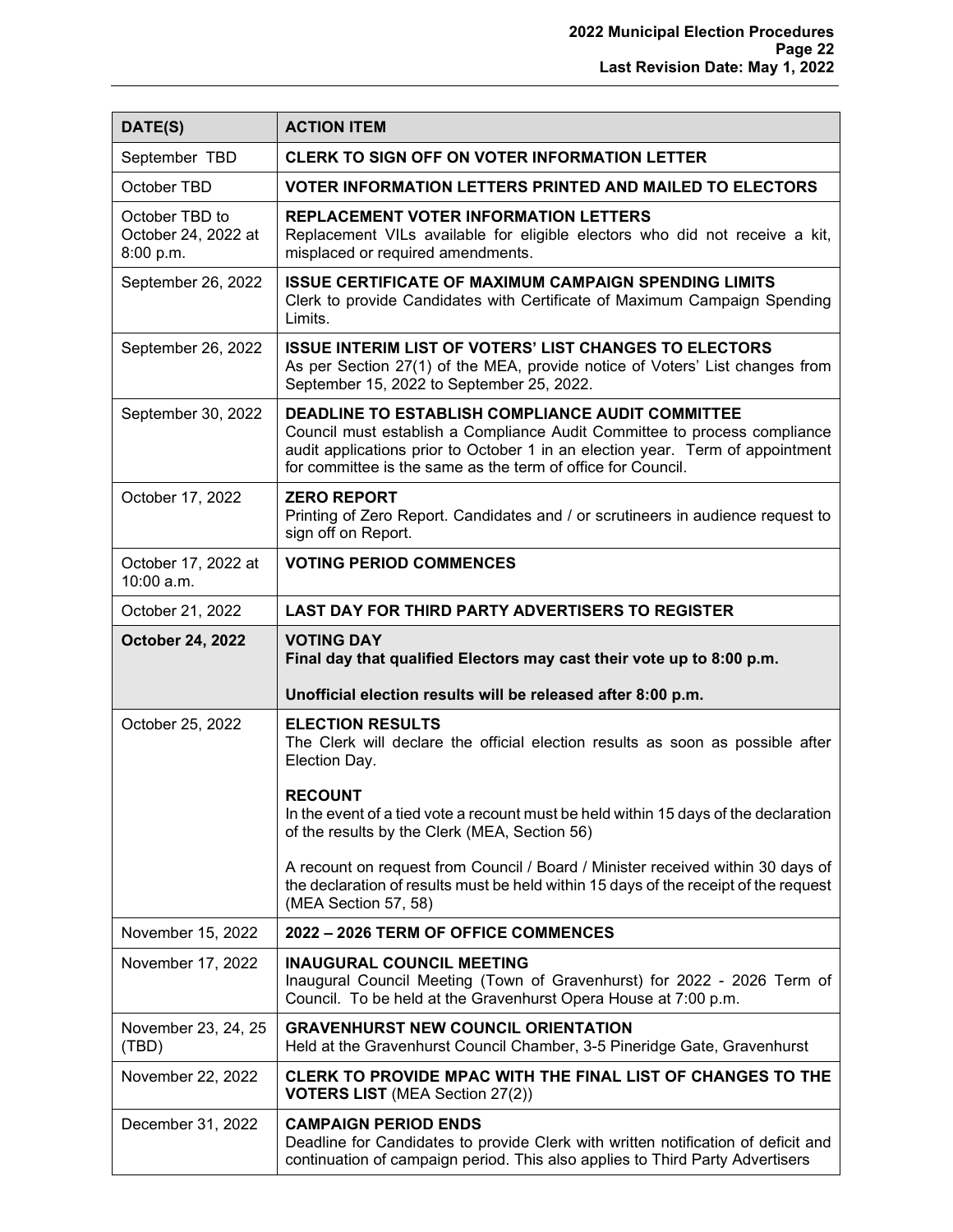| DATE(S) | ACTION ITEM |
|---|---|
| September TBD | **CLERK TO SIGN OFF ON VOTER INFORMATION LETTER** |
| October TBD | **VOTER INFORMATION LETTERS PRINTED AND MAILED TO ELECTORS** |
| October TBD to October 24, 2022 at 8:00 p.m. | **REPLACEMENT VOTER INFORMATION LETTERS**<br>Replacement VILs available for eligible electors who did not receive a kit, misplaced or required amendments. |
| September 26, 2022 | **ISSUE CERTIFICATE OF MAXIMUM CAMPAIGN SPENDING LIMITS**<br>Clerk to provide Candidates with Certificate of Maximum Campaign Spending Limits. |
| September 26, 2022 | **ISSUE INTERIM LIST OF VOTERS' LIST CHANGES TO ELECTORS**<br>As per Section 27(1) of the MEA, provide notice of Voters' List changes from September 15, 2022 to September 25, 2022. |
| September 30, 2022 | **DEADLINE TO ESTABLISH COMPLIANCE AUDIT COMMITTEE**<br>Council must establish a Compliance Audit Committee to process compliance audit applications prior to October 1 in an election year. Term of appointment for committee is the same as the term of office for Council. |
| October 17, 2022 | **ZERO REPORT**<br>Printing of Zero Report. Candidates and / or scrutineers in audience request to sign off on Report. |
| October 17, 2022 at 10:00 a.m. | **VOTING PERIOD COMMENCES** |
| October 21, 2022 | **LAST DAY FOR THIRD PARTY ADVERTISERS TO REGISTER** |
| **October 24, 2022** | **VOTING DAY**<br>**Final day that qualified Electors may cast their vote up to 8:00 p.m.**<br><br>**Unofficial election results will be released after 8:00 p.m.** |
| October 25, 2022 | **ELECTION RESULTS**<br>The Clerk will declare the official election results as soon as possible after Election Day.<br><br>**RECOUNT**<br>In the event of a tied vote a recount must be held within 15 days of the declaration of the results by the Clerk (MEA, Section 56)<br><br>A recount on request from Council / Board / Minister received within 30 days of the declaration of results must be held within 15 days of the receipt of the request (MEA Section 57, 58) |
| November 15, 2022 | **2022 – 2026 TERM OF OFFICE COMMENCES** |
| November 17, 2022 | **INAUGURAL COUNCIL MEETING**<br>Inaugural Council Meeting (Town of Gravenhurst) for 2022 - 2026 Term of Council. To be held at the Gravenhurst Opera House at 7:00 p.m. |
| November 23, 24, 25 (TBD) | **GRAVENHURST NEW COUNCIL ORIENTATION**<br>Held at the Gravenhurst Council Chamber, 3-5 Pineridge Gate, Gravenhurst |
| November 22, 2022 | **CLERK TO PROVIDE MPAC WITH THE FINAL LIST OF CHANGES TO THE VOTERS LIST** (MEA Section 27(2)) |
| December 31, 2022 | **CAMPAIGN PERIOD ENDS**<br>Deadline for Candidates to provide Clerk with written notification of deficit and continuation of campaign period. This also applies to Third Party Advertisers |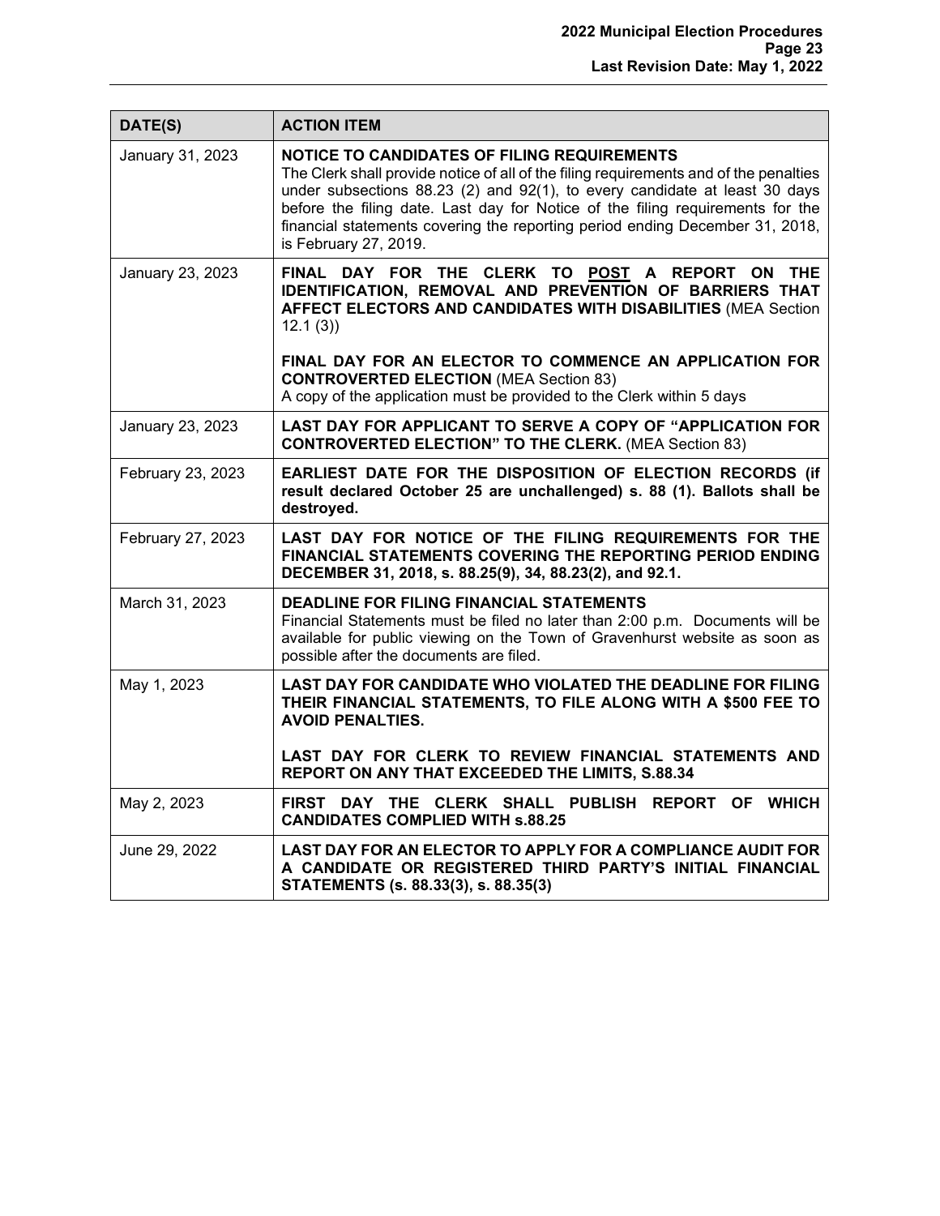| DATE(S) | ACTION ITEM |
|---|---|
| January 31, 2023 | **NOTICE TO CANDIDATES OF FILING REQUIREMENTS** The Clerk shall provide notice of all of the filing requirements and of the penalties under subsections 88.23 (2) and 92(1), to every candidate at least 30 days before the filing date. Last day for Notice of the filing requirements for the financial statements covering the reporting period ending December 31, 2018, is February 27, 2019. |
| January 23, 2023 | **FINAL DAY FOR THE CLERK TO <u>POST</u> A REPORT ON THE IDENTIFICATION, REMOVAL AND PREVENTION OF BARRIERS THAT AFFECT ELECTORS AND CANDIDATES WITH DISABILITIES** (MEA Section 12.1 (3))<br><br>**FINAL DAY FOR AN ELECTOR TO COMMENCE AN APPLICATION FOR CONTROVERTED ELECTION** (MEA Section 83)<br>A copy of the application must be provided to the Clerk within 5 days |
| January 23, 2023 | **LAST DAY FOR APPLICANT TO SERVE A COPY OF "APPLICATION FOR CONTROVERTED ELECTION" TO THE CLERK.** (MEA Section 83) |
| February 23, 2023 | **EARLIEST DATE FOR THE DISPOSITION OF ELECTION RECORDS (if result declared October 25 are unchallenged) s. 88 (1). Ballots shall be destroyed.** |
| February 27, 2023 | **LAST DAY FOR NOTICE OF THE FILING REQUIREMENTS FOR THE FINANCIAL STATEMENTS COVERING THE REPORTING PERIOD ENDING DECEMBER 31, 2018, s. 88.25(9), 34, 88.23(2), and 92.1.** |
| March 31, 2023 | **DEADLINE FOR FILING FINANCIAL STATEMENTS**<br>Financial Statements must be filed no later than 2:00 p.m. Documents will be available for public viewing on the Town of Gravenhurst website as soon as possible after the documents are filed. |
| May 1, 2023 | **LAST DAY FOR CANDIDATE WHO VIOLATED THE DEADLINE FOR FILING THEIR FINANCIAL STATEMENTS, TO FILE ALONG WITH A $500 FEE TO AVOID PENALTIES.**<br><br>**LAST DAY FOR CLERK TO REVIEW FINANCIAL STATEMENTS AND REPORT ON ANY THAT EXCEEDED THE LIMITS, S.88.34** |
| May 2, 2023 | **FIRST DAY THE CLERK SHALL PUBLISH REPORT OF WHICH CANDIDATES COMPLIED WITH s.88.25** |
| June 29, 2022 | **LAST DAY FOR AN ELECTOR TO APPLY FOR A COMPLIANCE AUDIT FOR A CANDIDATE OR REGISTERED THIRD PARTY'S INITIAL FINANCIAL STATEMENTS (s. 88.33(3), s. 88.35(3)** |